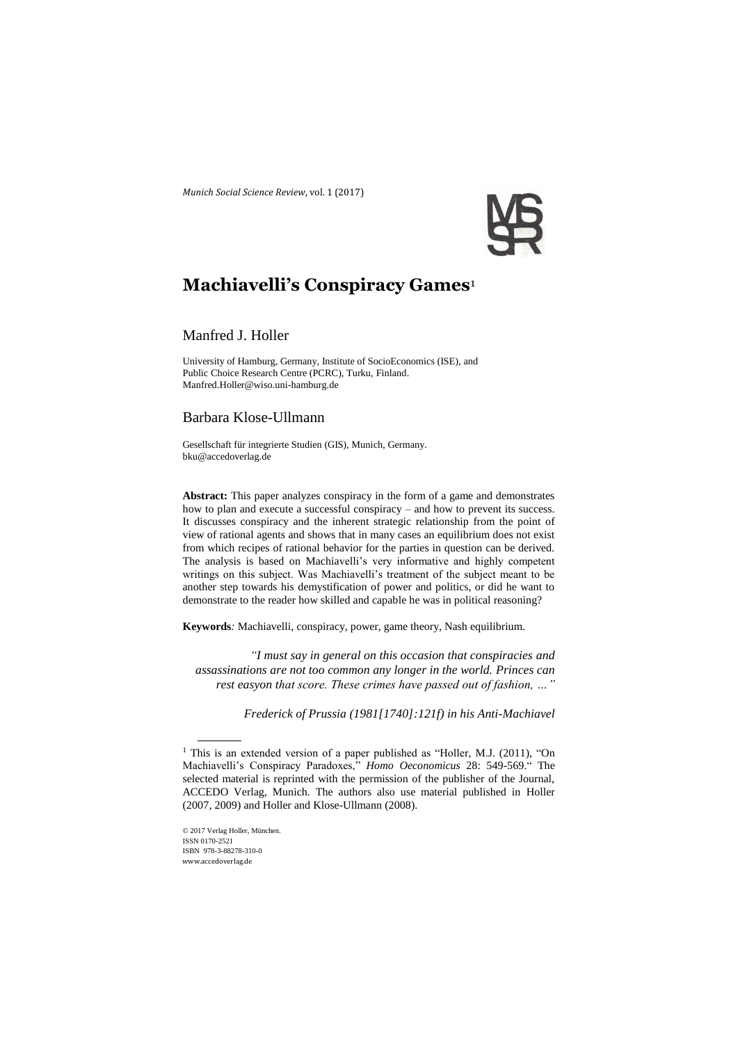*Munich Social Science Review*, vol. 1 (2017)

# Machiavelli's Conspiracy Games[1]

## Manfred J. Holler

University of Hamburg, Germany, Institute of SocioEconomics (ISE), and Public Choice Research Centre (PCRC), Turku, Finland.
Manfred.Holler@wiso.uni-hamburg.de

## Barbara Klose-Ullmann

Gesellschaft für integrierte Studien (GIS), Munich, Germany.
bku@accedoverlag.de

**Abstract:** This paper analyzes conspiracy in the form of a game and demonstrates how to plan and execute a successful conspiracy – and how to prevent its success. It discusses conspiracy and the inherent strategic relationship from the point of view of rational agents and shows that in many cases an equilibrium does not exist from which recipes of rational behavior for the parties in question can be derived. The analysis is based on Machiavelli's very informative and highly competent writings on this subject. Was Machiavelli's treatment of the subject meant to be another step towards his demystification of power and politics, or did he want to demonstrate to the reader how skilled and capable he was in political reasoning?

**Keywords***:* Machiavelli, conspiracy, power, game theory, Nash equilibrium.

> *"I must say in general on this occasion that conspiracies and assassinations are not too common any longer in the world. Princes can rest easyon that score. These crimes have passed out of fashion, …"*
>
> *Frederick of Prussia (1981[1740]:121f) in his Anti-Machiavel*

---

[1] This is an extended version of a paper published as "Holler, M.J. (2011), "On Machiavelli's Conspiracy Paradoxes," *Homo Oeconomicus* 28: 549-569." The selected material is reprinted with the permission of the publisher of the Journal, ACCEDO Verlag, Munich. The authors also use material published in Holler (2007, 2009) and Holler and Klose-Ullmann (2008).

© 2017 Verlag Holler, München.
ISSN 0170-2521
ISBN 978-3-88278-310-0
www.accedoverlag.de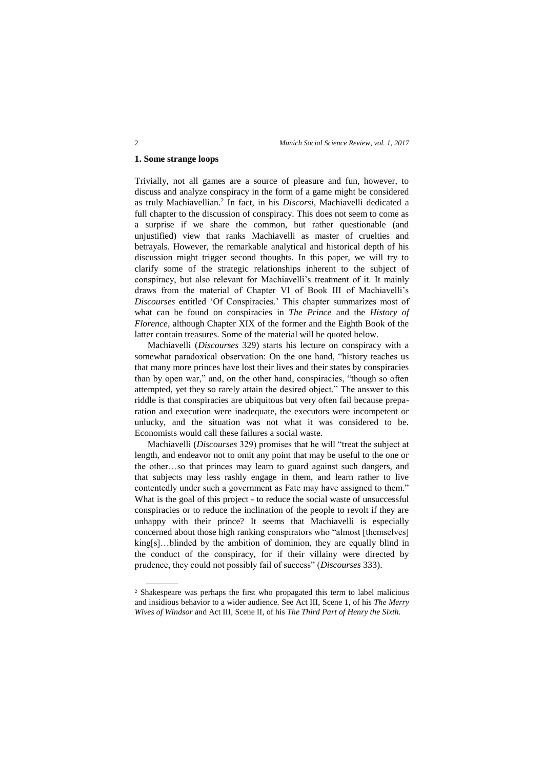## 1. Some strange loops

Trivially, not all games are a source of pleasure and fun, however, to discuss and analyze conspiracy in the form of a game might be considered as truly Machiavellian.[2] In fact, in his *Discorsi*, Machiavelli dedicated a full chapter to the discussion of conspiracy. This does not seem to come as a surprise if we share the common, but rather questionable (and unjustified) view that ranks Machiavelli as master of cruelties and betrayals. However, the remarkable analytical and historical depth of his discussion might trigger second thoughts. In this paper, we will try to clarify some of the strategic relationships inherent to the subject of conspiracy, but also relevant for Machiavelli's treatment of it. It mainly draws from the material of Chapter VI of Book III of Machiavelli's *Discourses* entitled 'Of Conspiracies.' This chapter summarizes most of what can be found on conspiracies in *The Prince* and the *History of Florence*, although Chapter XIX of the former and the Eighth Book of the latter contain treasures. Some of the material will be quoted below.

Machiavelli (*Discourses* 329) starts his lecture on conspiracy with a somewhat paradoxical observation: On the one hand, "history teaches us that many more princes have lost their lives and their states by conspiracies than by open war," and, on the other hand, conspiracies, "though so often attempted, yet they so rarely attain the desired object." The answer to this riddle is that conspiracies are ubiquitous but very often fail because preparation and execution were inadequate, the executors were incompetent or unlucky, and the situation was not what it was considered to be. Economists would call these failures a social waste.

Machiavelli (*Discourses* 329) promises that he will "treat the subject at length, and endeavor not to omit any point that may be useful to the one or the other…so that princes may learn to guard against such dangers, and that subjects may less rashly engage in them, and learn rather to live contentedly under such a government as Fate may have assigned to them." What is the goal of this project - to reduce the social waste of unsuccessful conspiracies or to reduce the inclination of the people to revolt if they are unhappy with their prince? It seems that Machiavelli is especially concerned about those high ranking conspirators who "almost [themselves] king[s]…blinded by the ambition of dominion, they are equally blind in the conduct of the conspiracy, for if their villainy were directed by prudence, they could not possibly fail of success" (*Discourses* 333).

---

[2] Shakespeare was perhaps the first who propagated this term to label malicious and insidious behavior to a wider audience. See Act III, Scene 1, of his *The Merry Wives of Windsor* and Act III, Scene II, of his *The Third Part of Henry the Sixth.*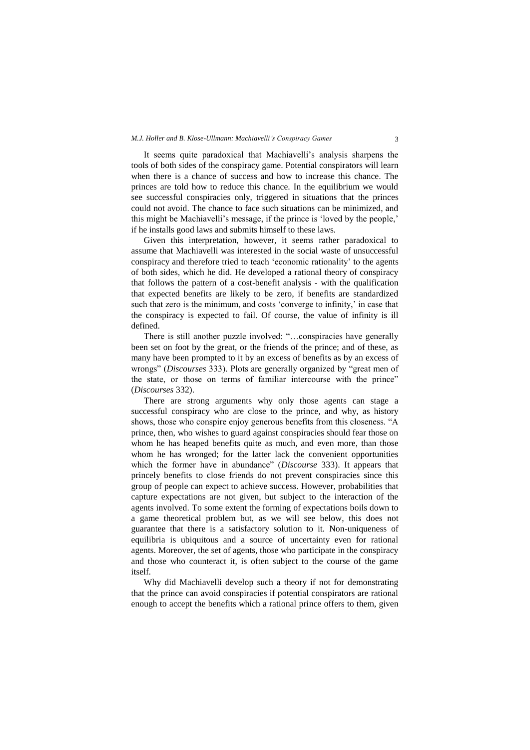It seems quite paradoxical that Machiavelli's analysis sharpens the tools of both sides of the conspiracy game. Potential conspirators will learn when there is a chance of success and how to increase this chance. The princes are told how to reduce this chance. In the equilibrium we would see successful conspiracies only, triggered in situations that the princes could not avoid. The chance to face such situations can be minimized, and this might be Machiavelli's message, if the prince is 'loved by the people,' if he installs good laws and submits himself to these laws.

Given this interpretation, however, it seems rather paradoxical to assume that Machiavelli was interested in the social waste of unsuccessful conspiracy and therefore tried to teach 'economic rationality' to the agents of both sides, which he did. He developed a rational theory of conspiracy that follows the pattern of a cost-benefit analysis - with the qualification that expected benefits are likely to be zero, if benefits are standardized such that zero is the minimum, and costs 'converge to infinity,' in case that the conspiracy is expected to fail. Of course, the value of infinity is ill defined.

There is still another puzzle involved: "…conspiracies have generally been set on foot by the great, or the friends of the prince; and of these, as many have been prompted to it by an excess of benefits as by an excess of wrongs" (*Discourses* 333). Plots are generally organized by "great men of the state, or those on terms of familiar intercourse with the prince" (*Discourses* 332).

There are strong arguments why only those agents can stage a successful conspiracy who are close to the prince, and why, as history shows, those who conspire enjoy generous benefits from this closeness. "A prince, then, who wishes to guard against conspiracies should fear those on whom he has heaped benefits quite as much, and even more, than those whom he has wronged; for the latter lack the convenient opportunities which the former have in abundance" (*Discourse* 333). It appears that princely benefits to close friends do not prevent conspiracies since this group of people can expect to achieve success. However, probabilities that capture expectations are not given, but subject to the interaction of the agents involved. To some extent the forming of expectations boils down to a game theoretical problem but, as we will see below, this does not guarantee that there is a satisfactory solution to it. Non-uniqueness of equilibria is ubiquitous and a source of uncertainty even for rational agents. Moreover, the set of agents, those who participate in the conspiracy and those who counteract it, is often subject to the course of the game itself.

Why did Machiavelli develop such a theory if not for demonstrating that the prince can avoid conspiracies if potential conspirators are rational enough to accept the benefits which a rational prince offers to them, given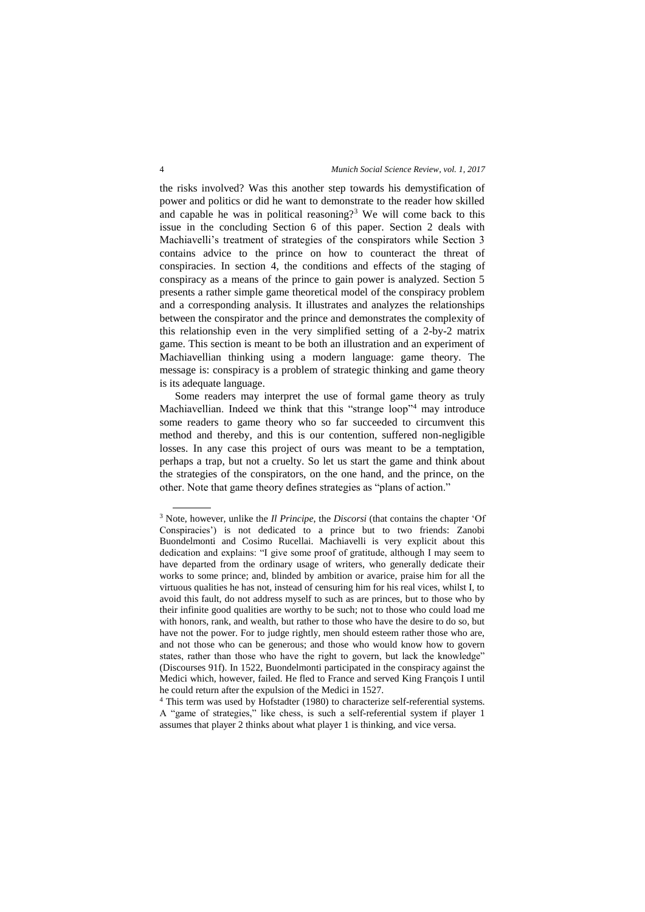the risks involved? Was this another step towards his demystification of power and politics or did he want to demonstrate to the reader how skilled and capable he was in political reasoning?[3] We will come back to this issue in the concluding Section 6 of this paper. Section 2 deals with Machiavelli's treatment of strategies of the conspirators while Section 3 contains advice to the prince on how to counteract the threat of conspiracies. In section 4, the conditions and effects of the staging of conspiracy as a means of the prince to gain power is analyzed. Section 5 presents a rather simple game theoretical model of the conspiracy problem and a corresponding analysis. It illustrates and analyzes the relationships between the conspirator and the prince and demonstrates the complexity of this relationship even in the very simplified setting of a 2-by-2 matrix game. This section is meant to be both an illustration and an experiment of Machiavellian thinking using a modern language: game theory. The message is: conspiracy is a problem of strategic thinking and game theory is its adequate language.

Some readers may interpret the use of formal game theory as truly Machiavellian. Indeed we think that this "strange loop"[4] may introduce some readers to game theory who so far succeeded to circumvent this method and thereby, and this is our contention, suffered non-negligible losses. In any case this project of ours was meant to be a temptation, perhaps a trap, but not a cruelty. So let us start the game and think about the strategies of the conspirators, on the one hand, and the prince, on the other. Note that game theory defines strategies as "plans of action."

---

[3] Note, however, unlike the *Il Principe*, the *Discorsi* (that contains the chapter 'Of Conspiracies') is not dedicated to a prince but to two friends: Zanobi Buondelmonti and Cosimo Rucellai. Machiavelli is very explicit about this dedication and explains: "I give some proof of gratitude, although I may seem to have departed from the ordinary usage of writers, who generally dedicate their works to some prince; and, blinded by ambition or avarice, praise him for all the virtuous qualities he has not, instead of censuring him for his real vices, whilst I, to avoid this fault, do not address myself to such as are princes, but to those who by their infinite good qualities are worthy to be such; not to those who could load me with honors, rank, and wealth, but rather to those who have the desire to do so, but have not the power. For to judge rightly, men should esteem rather those who are, and not those who can be generous; and those who would know how to govern states, rather than those who have the right to govern, but lack the knowledge" (Discourses 91f). In 1522, Buondelmonti participated in the conspiracy against the Medici which, however, failed. He fled to France and served King François I until he could return after the expulsion of the Medici in 1527.

[4] This term was used by Hofstadter (1980) to characterize self-referential systems. A "game of strategies," like chess, is such a self-referential system if player 1 assumes that player 2 thinks about what player 1 is thinking, and vice versa.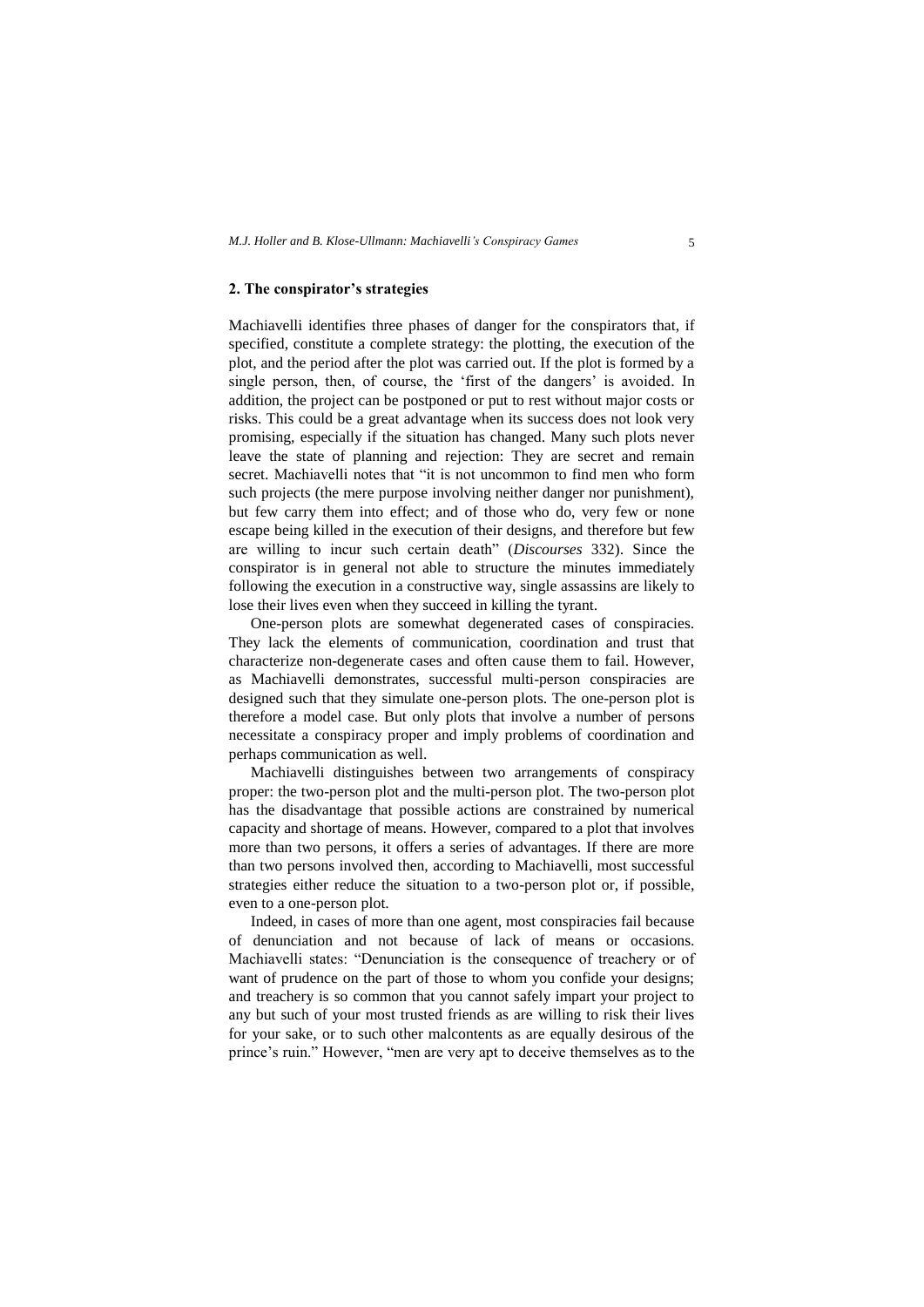## 2. The conspirator's strategies

Machiavelli identifies three phases of danger for the conspirators that, if specified, constitute a complete strategy: the plotting, the execution of the plot, and the period after the plot was carried out. If the plot is formed by a single person, then, of course, the 'first of the dangers' is avoided. In addition, the project can be postponed or put to rest without major costs or risks. This could be a great advantage when its success does not look very promising, especially if the situation has changed. Many such plots never leave the state of planning and rejection: They are secret and remain secret. Machiavelli notes that "it is not uncommon to find men who form such projects (the mere purpose involving neither danger nor punishment), but few carry them into effect; and of those who do, very few or none escape being killed in the execution of their designs, and therefore but few are willing to incur such certain death" (*Discourses* 332). Since the conspirator is in general not able to structure the minutes immediately following the execution in a constructive way, single assassins are likely to lose their lives even when they succeed in killing the tyrant.

One-person plots are somewhat degenerated cases of conspiracies. They lack the elements of communication, coordination and trust that characterize non-degenerate cases and often cause them to fail. However, as Machiavelli demonstrates, successful multi-person conspiracies are designed such that they simulate one-person plots. The one-person plot is therefore a model case. But only plots that involve a number of persons necessitate a conspiracy proper and imply problems of coordination and perhaps communication as well.

Machiavelli distinguishes between two arrangements of conspiracy proper: the two-person plot and the multi-person plot. The two-person plot has the disadvantage that possible actions are constrained by numerical capacity and shortage of means. However, compared to a plot that involves more than two persons, it offers a series of advantages. If there are more than two persons involved then, according to Machiavelli, most successful strategies either reduce the situation to a two-person plot or, if possible, even to a one-person plot.

Indeed, in cases of more than one agent, most conspiracies fail because of denunciation and not because of lack of means or occasions. Machiavelli states: "Denunciation is the consequence of treachery or of want of prudence on the part of those to whom you confide your designs; and treachery is so common that you cannot safely impart your project to any but such of your most trusted friends as are willing to risk their lives for your sake, or to such other malcontents as are equally desirous of the prince's ruin." However, "men are very apt to deceive themselves as to the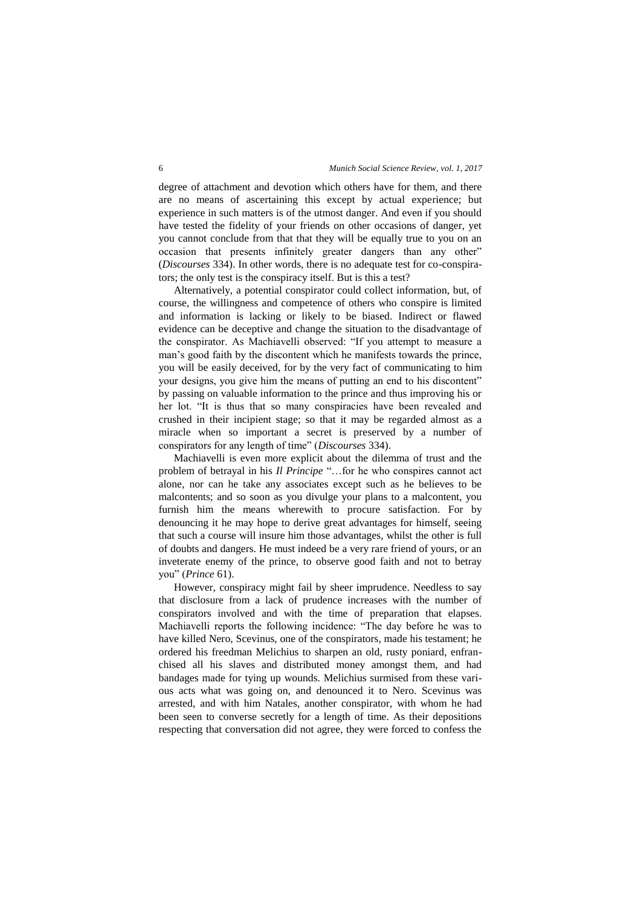degree of attachment and devotion which others have for them, and there are no means of ascertaining this except by actual experience; but experience in such matters is of the utmost danger. And even if you should have tested the fidelity of your friends on other occasions of danger, yet you cannot conclude from that that they will be equally true to you on an occasion that presents infinitely greater dangers than any other" (*Discourses* 334). In other words, there is no adequate test for co-conspirators; the only test is the conspiracy itself. But is this a test?

Alternatively, a potential conspirator could collect information, but, of course, the willingness and competence of others who conspire is limited and information is lacking or likely to be biased. Indirect or flawed evidence can be deceptive and change the situation to the disadvantage of the conspirator. As Machiavelli observed: "If you attempt to measure a man's good faith by the discontent which he manifests towards the prince, you will be easily deceived, for by the very fact of communicating to him your designs, you give him the means of putting an end to his discontent" by passing on valuable information to the prince and thus improving his or her lot. "It is thus that so many conspiracies have been revealed and crushed in their incipient stage; so that it may be regarded almost as a miracle when so important a secret is preserved by a number of conspirators for any length of time" (*Discourses* 334).

Machiavelli is even more explicit about the dilemma of trust and the problem of betrayal in his *Il Principe* "…for he who conspires cannot act alone, nor can he take any associates except such as he believes to be malcontents; and so soon as you divulge your plans to a malcontent, you furnish him the means wherewith to procure satisfaction. For by denouncing it he may hope to derive great advantages for himself, seeing that such a course will insure him those advantages, whilst the other is full of doubts and dangers. He must indeed be a very rare friend of yours, or an inveterate enemy of the prince, to observe good faith and not to betray you" (*Prince* 61).

However, conspiracy might fail by sheer imprudence. Needless to say that disclosure from a lack of prudence increases with the number of conspirators involved and with the time of preparation that elapses. Machiavelli reports the following incidence: "The day before he was to have killed Nero, Scevinus, one of the conspirators, made his testament; he ordered his freedman Melichius to sharpen an old, rusty poniard, enfranchised all his slaves and distributed money amongst them, and had bandages made for tying up wounds. Melichius surmised from these various acts what was going on, and denounced it to Nero. Scevinus was arrested, and with him Natales, another conspirator, with whom he had been seen to converse secretly for a length of time. As their depositions respecting that conversation did not agree, they were forced to confess the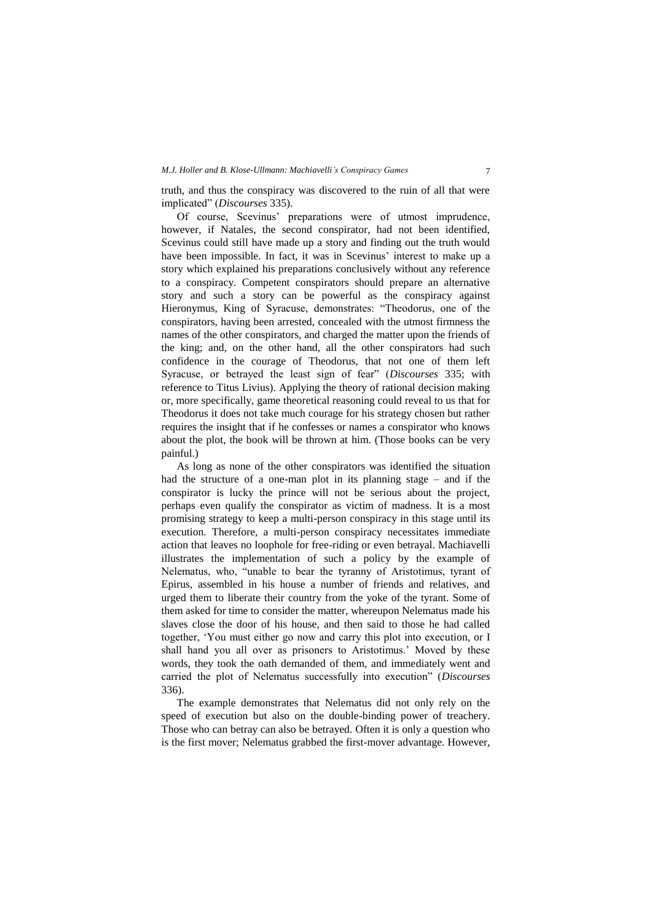truth, and thus the conspiracy was discovered to the ruin of all that were implicated" (*Discourses* 335).

Of course, Scevinus' preparations were of utmost imprudence, however, if Natales, the second conspirator, had not been identified, Scevinus could still have made up a story and finding out the truth would have been impossible. In fact, it was in Scevinus' interest to make up a story which explained his preparations conclusively without any reference to a conspiracy. Competent conspirators should prepare an alternative story and such a story can be powerful as the conspiracy against Hieronymus, King of Syracuse, demonstrates: "Theodorus, one of the conspirators, having been arrested, concealed with the utmost firmness the names of the other conspirators, and charged the matter upon the friends of the king; and, on the other hand, all the other conspirators had such confidence in the courage of Theodorus, that not one of them left Syracuse, or betrayed the least sign of fear" (*Discourses* 335; with reference to Titus Livius). Applying the theory of rational decision making or, more specifically, game theoretical reasoning could reveal to us that for Theodorus it does not take much courage for his strategy chosen but rather requires the insight that if he confesses or names a conspirator who knows about the plot, the book will be thrown at him. (Those books can be very painful.)

As long as none of the other conspirators was identified the situation had the structure of a one-man plot in its planning stage – and if the conspirator is lucky the prince will not be serious about the project, perhaps even qualify the conspirator as victim of madness. It is a most promising strategy to keep a multi-person conspiracy in this stage until its execution. Therefore, a multi-person conspiracy necessitates immediate action that leaves no loophole for free-riding or even betrayal. Machiavelli illustrates the implementation of such a policy by the example of Nelematus, who, "unable to bear the tyranny of Aristotimus, tyrant of Epirus, assembled in his house a number of friends and relatives, and urged them to liberate their country from the yoke of the tyrant. Some of them asked for time to consider the matter, whereupon Nelematus made his slaves close the door of his house, and then said to those he had called together, 'You must either go now and carry this plot into execution, or I shall hand you all over as prisoners to Aristotimus.' Moved by these words, they took the oath demanded of them, and immediately went and carried the plot of Nelematus successfully into execution" (*Discourses* 336).

The example demonstrates that Nelematus did not only rely on the speed of execution but also on the double-binding power of treachery. Those who can betray can also be betrayed. Often it is only a question who is the first mover; Nelematus grabbed the first-mover advantage. However,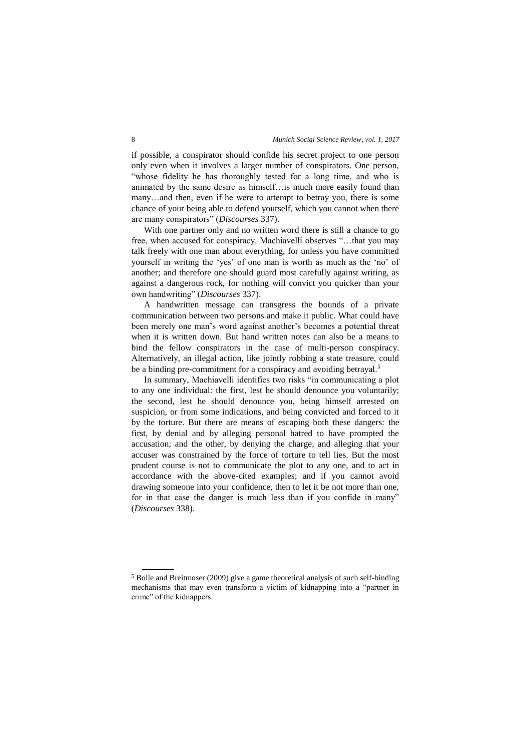if possible, a conspirator should confide his secret project to one person only even when it involves a larger number of conspirators. One person, "whose fidelity he has thoroughly tested for a long time, and who is animated by the same desire as himself…is much more easily found than many…and then, even if he were to attempt to betray you, there is some chance of your being able to defend yourself, which you cannot when there are many conspirators" (*Discourses* 337).

With one partner only and no written word there is still a chance to go free, when accused for conspiracy. Machiavelli observes "…that you may talk freely with one man about everything, for unless you have committed yourself in writing the 'yes' of one man is worth as much as the 'no' of another; and therefore one should guard most carefully against writing, as against a dangerous rock, for nothing will convict you quicker than your own handwriting" (*Discourses* 337).

A handwritten message can transgress the bounds of a private communication between two persons and make it public. What could have been merely one man's word against another's becomes a potential threat when it is written down. But hand written notes can also be a means to bind the fellow conspirators in the case of multi-person conspiracy. Alternatively, an illegal action, like jointly robbing a state treasure, could be a binding pre-commitment for a conspiracy and avoiding betrayal.[5]

In summary, Machiavelli identifies two risks "in communicating a plot to any one individual: the first, lest he should denounce you voluntarily; the second, lest he should denounce you, being himself arrested on suspicion, or from some indications, and being convicted and forced to it by the torture. But there are means of escaping both these dangers: the first, by denial and by alleging personal hatred to have prompted the accusation; and the other, by denying the charge, and alleging that your accuser was constrained by the force of torture to tell lies. But the most prudent course is not to communicate the plot to any one, and to act in accordance with the above-cited examples; and if you cannot avoid drawing someone into your confidence, then to let it be not more than one, for in that case the danger is much less than if you confide in many" (*Discourses* 338).

---

[5] Bolle and Breitmoser (2009) give a game theoretical analysis of such self-binding mechanisms that may even transform a victim of kidnapping into a "partner in crime" of the kidnappers.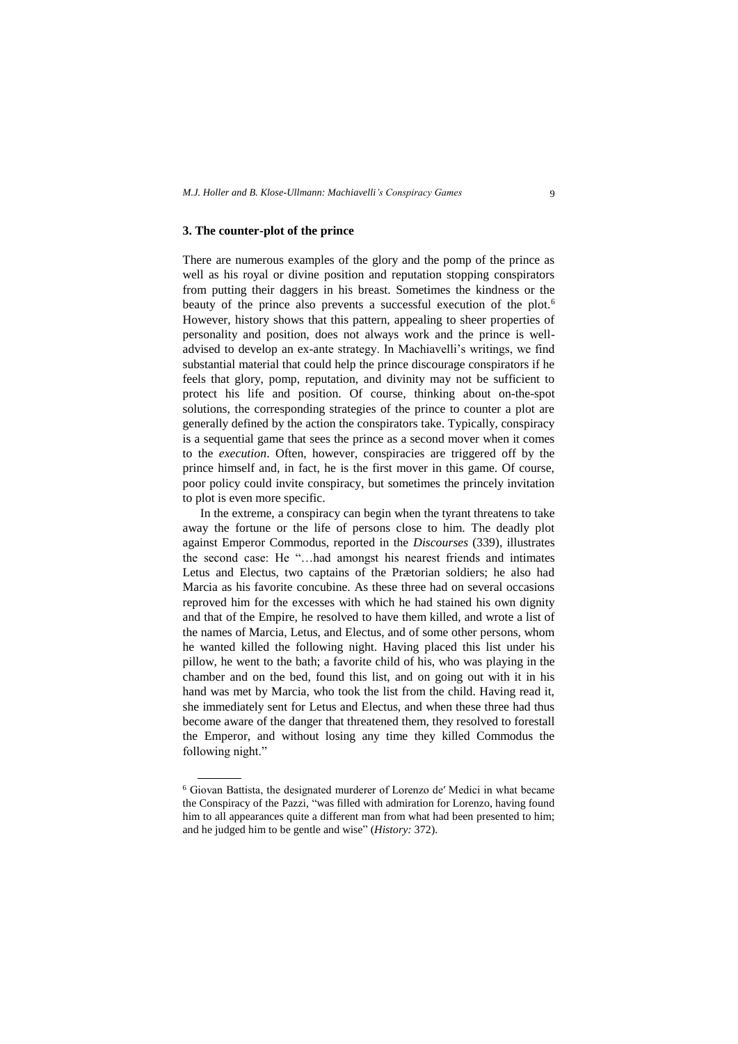## 3. The counter-plot of the prince

There are numerous examples of the glory and the pomp of the prince as well as his royal or divine position and reputation stopping conspirators from putting their daggers in his breast. Sometimes the kindness or the beauty of the prince also prevents a successful execution of the plot.[6] However, history shows that this pattern, appealing to sheer properties of personality and position, does not always work and the prince is well-advised to develop an ex-ante strategy. In Machiavelli's writings, we find substantial material that could help the prince discourage conspirators if he feels that glory, pomp, reputation, and divinity may not be sufficient to protect his life and position. Of course, thinking about on-the-spot solutions, the corresponding strategies of the prince to counter a plot are generally defined by the action the conspirators take. Typically, conspiracy is a sequential game that sees the prince as a second mover when it comes to the *execution*. Often, however, conspiracies are triggered off by the prince himself and, in fact, he is the first mover in this game. Of course, poor policy could invite conspiracy, but sometimes the princely invitation to plot is even more specific.

In the extreme, a conspiracy can begin when the tyrant threatens to take away the fortune or the life of persons close to him. The deadly plot against Emperor Commodus, reported in the *Discourses* (339), illustrates the second case: He "…had amongst his nearest friends and intimates Letus and Electus, two captains of the Prætorian soldiers; he also had Marcia as his favorite concubine. As these three had on several occasions reproved him for the excesses with which he had stained his own dignity and that of the Empire, he resolved to have them killed, and wrote a list of the names of Marcia, Letus, and Electus, and of some other persons, whom he wanted killed the following night. Having placed this list under his pillow, he went to the bath; a favorite child of his, who was playing in the chamber and on the bed, found this list, and on going out with it in his hand was met by Marcia, who took the list from the child. Having read it, she immediately sent for Letus and Electus, and when these three had thus become aware of the danger that threatened them, they resolved to forestall the Emperor, and without losing any time they killed Commodus the following night."

---

[6] Giovan Battista, the designated murderer of Lorenzo de′ Medici in what became the Conspiracy of the Pazzi, "was filled with admiration for Lorenzo, having found him to all appearances quite a different man from what had been presented to him; and he judged him to be gentle and wise" (*History:* 372).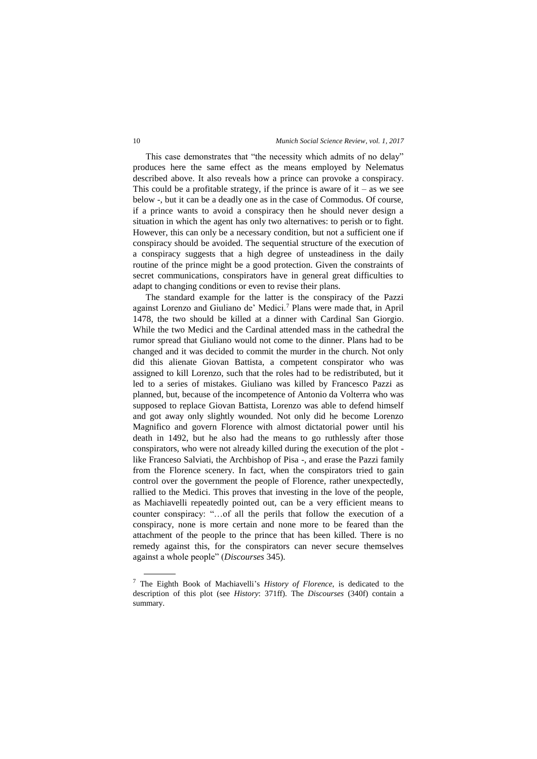This case demonstrates that "the necessity which admits of no delay" produces here the same effect as the means employed by Nelematus described above. It also reveals how a prince can provoke a conspiracy. This could be a profitable strategy, if the prince is aware of it – as we see below -, but it can be a deadly one as in the case of Commodus. Of course, if a prince wants to avoid a conspiracy then he should never design a situation in which the agent has only two alternatives: to perish or to fight. However, this can only be a necessary condition, but not a sufficient one if conspiracy should be avoided. The sequential structure of the execution of a conspiracy suggests that a high degree of unsteadiness in the daily routine of the prince might be a good protection. Given the constraints of secret communications, conspirators have in general great difficulties to adapt to changing conditions or even to revise their plans.

The standard example for the latter is the conspiracy of the Pazzi against Lorenzo and Giuliano de' Medici.[7] Plans were made that, in April 1478, the two should be killed at a dinner with Cardinal San Giorgio. While the two Medici and the Cardinal attended mass in the cathedral the rumor spread that Giuliano would not come to the dinner. Plans had to be changed and it was decided to commit the murder in the church. Not only did this alienate Giovan Battista, a competent conspirator who was assigned to kill Lorenzo, such that the roles had to be redistributed, but it led to a series of mistakes. Giuliano was killed by Francesco Pazzi as planned, but, because of the incompetence of Antonio da Volterra who was supposed to replace Giovan Battista, Lorenzo was able to defend himself and got away only slightly wounded. Not only did he become Lorenzo Magnifico and govern Florence with almost dictatorial power until his death in 1492, but he also had the means to go ruthlessly after those conspirators, who were not already killed during the execution of the plot - like Franceso Salviati, the Archbishop of Pisa -, and erase the Pazzi family from the Florence scenery. In fact, when the conspirators tried to gain control over the government the people of Florence, rather unexpectedly, rallied to the Medici. This proves that investing in the love of the people, as Machiavelli repeatedly pointed out, can be a very efficient means to counter conspiracy: "…of all the perils that follow the execution of a conspiracy, none is more certain and none more to be feared than the attachment of the people to the prince that has been killed. There is no remedy against this, for the conspirators can never secure themselves against a whole people" (*Discourses* 345).

---

[7] The Eighth Book of Machiavelli's *History of Florence*, is dedicated to the description of this plot (see *History*: 371ff). The *Discourses* (340f) contain a summary.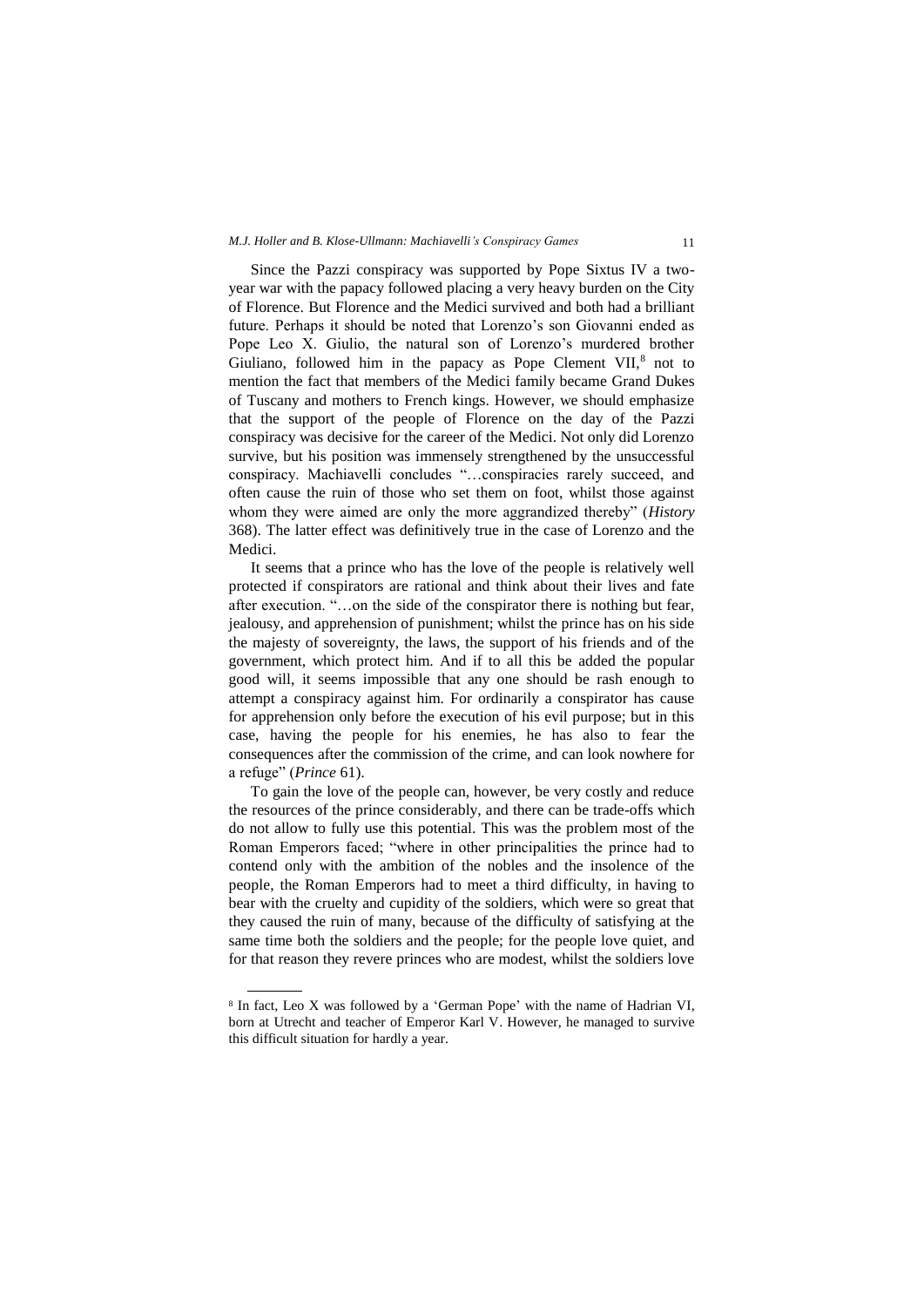Since the Pazzi conspiracy was supported by Pope Sixtus IV a two-year war with the papacy followed placing a very heavy burden on the City of Florence. But Florence and the Medici survived and both had a brilliant future. Perhaps it should be noted that Lorenzo's son Giovanni ended as Pope Leo X. Giulio, the natural son of Lorenzo's murdered brother Giuliano, followed him in the papacy as Pope Clement VII,[8] not to mention the fact that members of the Medici family became Grand Dukes of Tuscany and mothers to French kings. However, we should emphasize that the support of the people of Florence on the day of the Pazzi conspiracy was decisive for the career of the Medici. Not only did Lorenzo survive, but his position was immensely strengthened by the unsuccessful conspiracy. Machiavelli concludes "…conspiracies rarely succeed, and often cause the ruin of those who set them on foot, whilst those against whom they were aimed are only the more aggrandized thereby" (*History* 368). The latter effect was definitively true in the case of Lorenzo and the Medici.

It seems that a prince who has the love of the people is relatively well protected if conspirators are rational and think about their lives and fate after execution. "…on the side of the conspirator there is nothing but fear, jealousy, and apprehension of punishment; whilst the prince has on his side the majesty of sovereignty, the laws, the support of his friends and of the government, which protect him. And if to all this be added the popular good will, it seems impossible that any one should be rash enough to attempt a conspiracy against him. For ordinarily a conspirator has cause for apprehension only before the execution of his evil purpose; but in this case, having the people for his enemies, he has also to fear the consequences after the commission of the crime, and can look nowhere for a refuge" (*Prince* 61).

To gain the love of the people can, however, be very costly and reduce the resources of the prince considerably, and there can be trade-offs which do not allow to fully use this potential. This was the problem most of the Roman Emperors faced; "where in other principalities the prince had to contend only with the ambition of the nobles and the insolence of the people, the Roman Emperors had to meet a third difficulty, in having to bear with the cruelty and cupidity of the soldiers, which were so great that they caused the ruin of many, because of the difficulty of satisfying at the same time both the soldiers and the people; for the people love quiet, and for that reason they revere princes who are modest, whilst the soldiers love

---

[8] In fact, Leo X was followed by a 'German Pope' with the name of Hadrian VI, born at Utrecht and teacher of Emperor Karl V. However, he managed to survive this difficult situation for hardly a year.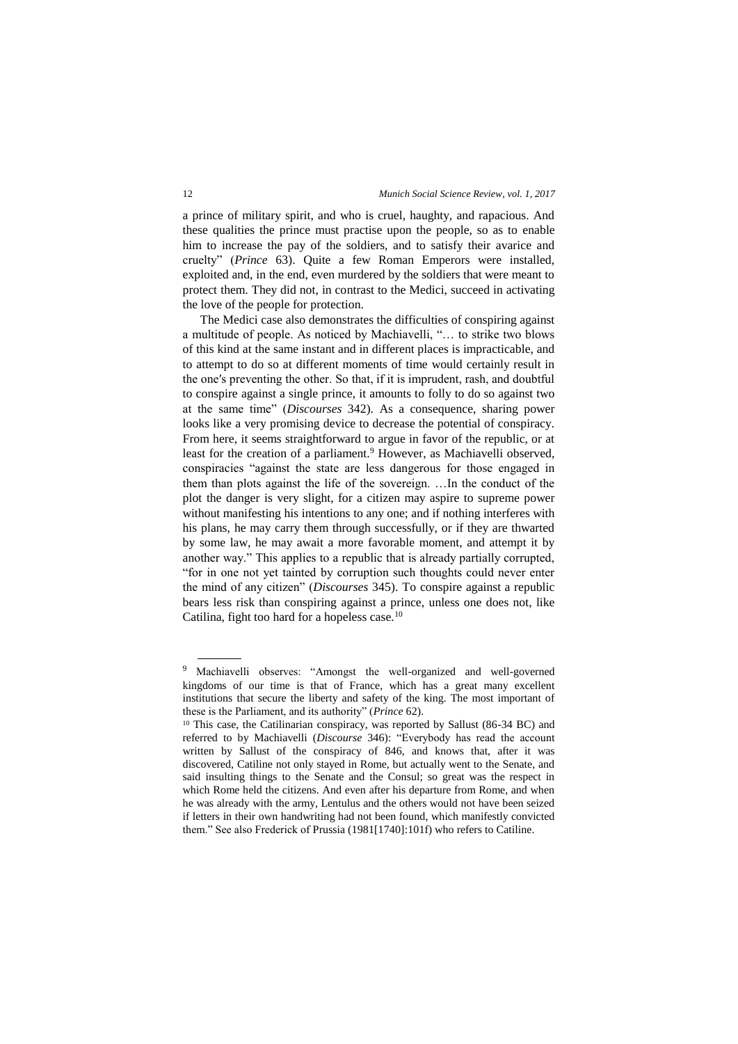a prince of military spirit, and who is cruel, haughty, and rapacious. And these qualities the prince must practise upon the people, so as to enable him to increase the pay of the soldiers, and to satisfy their avarice and cruelty" (*Prince* 63). Quite a few Roman Emperors were installed, exploited and, in the end, even murdered by the soldiers that were meant to protect them. They did not, in contrast to the Medici, succeed in activating the love of the people for protection.

The Medici case also demonstrates the difficulties of conspiring against a multitude of people. As noticed by Machiavelli, "… to strike two blows of this kind at the same instant and in different places is impracticable, and to attempt to do so at different moments of time would certainly result in the one′s preventing the other. So that, if it is imprudent, rash, and doubtful to conspire against a single prince, it amounts to folly to do so against two at the same time" (*Discourses* 342). As a consequence, sharing power looks like a very promising device to decrease the potential of conspiracy. From here, it seems straightforward to argue in favor of the republic, or at least for the creation of a parliament.[9] However, as Machiavelli observed, conspiracies "against the state are less dangerous for those engaged in them than plots against the life of the sovereign. …In the conduct of the plot the danger is very slight, for a citizen may aspire to supreme power without manifesting his intentions to any one; and if nothing interferes with his plans, he may carry them through successfully, or if they are thwarted by some law, he may await a more favorable moment, and attempt it by another way." This applies to a republic that is already partially corrupted, "for in one not yet tainted by corruption such thoughts could never enter the mind of any citizen" (*Discourses* 345). To conspire against a republic bears less risk than conspiring against a prince, unless one does not, like Catilina, fight too hard for a hopeless case.[10]

---

[9] Machiavelli observes: "Amongst the well-organized and well-governed kingdoms of our time is that of France, which has a great many excellent institutions that secure the liberty and safety of the king. The most important of these is the Parliament, and its authority" (*Prince* 62).

[10] This case, the Catilinarian conspiracy, was reported by Sallust (86-34 BC) and referred to by Machiavelli (*Discourse* 346): "Everybody has read the account written by Sallust of the conspiracy of 846, and knows that, after it was discovered, Catiline not only stayed in Rome, but actually went to the Senate, and said insulting things to the Senate and the Consul; so great was the respect in which Rome held the citizens. And even after his departure from Rome, and when he was already with the army, Lentulus and the others would not have been seized if letters in their own handwriting had not been found, which manifestly convicted them." See also Frederick of Prussia (1981[1740]:101f) who refers to Catiline.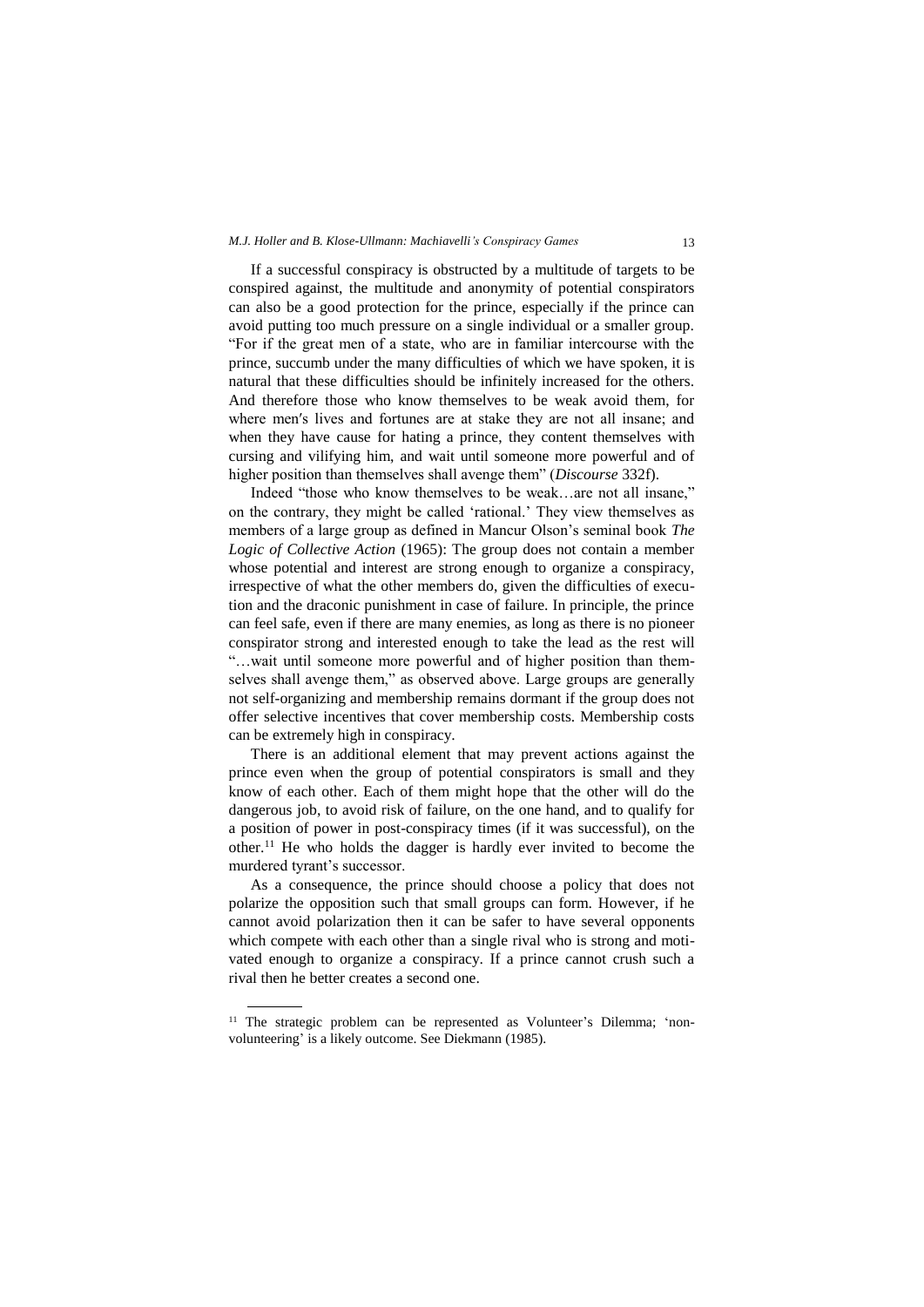If a successful conspiracy is obstructed by a multitude of targets to be conspired against, the multitude and anonymity of potential conspirators can also be a good protection for the prince, especially if the prince can avoid putting too much pressure on a single individual or a smaller group. "For if the great men of a state, who are in familiar intercourse with the prince, succumb under the many difficulties of which we have spoken, it is natural that these difficulties should be infinitely increased for the others. And therefore those who know themselves to be weak avoid them, for where men′s lives and fortunes are at stake they are not all insane; and when they have cause for hating a prince, they content themselves with cursing and vilifying him, and wait until someone more powerful and of higher position than themselves shall avenge them" (*Discourse* 332f).

Indeed "those who know themselves to be weak…are not all insane," on the contrary, they might be called 'rational.' They view themselves as members of a large group as defined in Mancur Olson's seminal book *The Logic of Collective Action* (1965): The group does not contain a member whose potential and interest are strong enough to organize a conspiracy, irrespective of what the other members do, given the difficulties of execution and the draconic punishment in case of failure. In principle, the prince can feel safe, even if there are many enemies, as long as there is no pioneer conspirator strong and interested enough to take the lead as the rest will "…wait until someone more powerful and of higher position than themselves shall avenge them," as observed above. Large groups are generally not self-organizing and membership remains dormant if the group does not offer selective incentives that cover membership costs. Membership costs can be extremely high in conspiracy.

There is an additional element that may prevent actions against the prince even when the group of potential conspirators is small and they know of each other. Each of them might hope that the other will do the dangerous job, to avoid risk of failure, on the one hand, and to qualify for a position of power in post-conspiracy times (if it was successful), on the other.[11] He who holds the dagger is hardly ever invited to become the murdered tyrant's successor.

As a consequence, the prince should choose a policy that does not polarize the opposition such that small groups can form. However, if he cannot avoid polarization then it can be safer to have several opponents which compete with each other than a single rival who is strong and motivated enough to organize a conspiracy. If a prince cannot crush such a rival then he better creates a second one.

---

[11] The strategic problem can be represented as Volunteer's Dilemma; 'non-volunteering' is a likely outcome. See Diekmann (1985).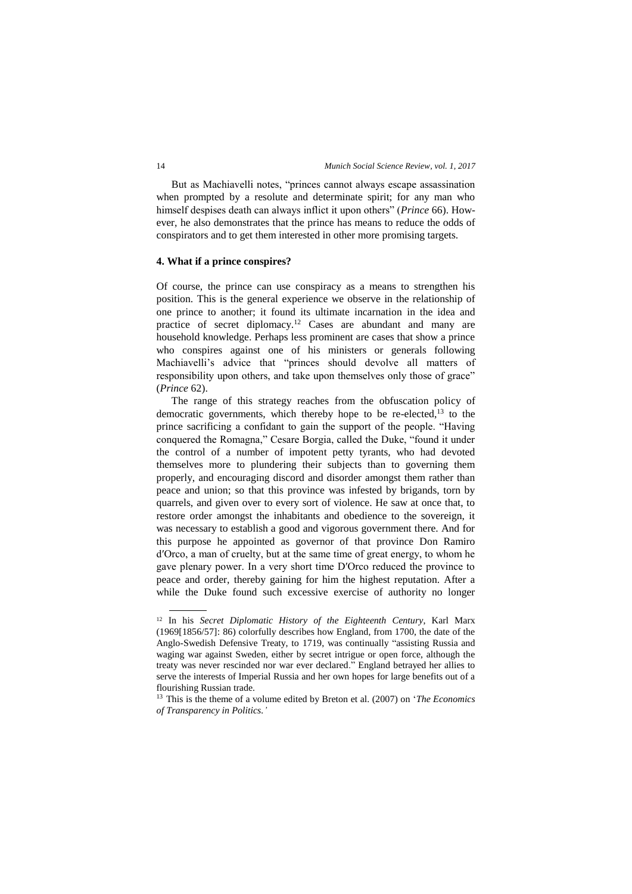But as Machiavelli notes, "princes cannot always escape assassination when prompted by a resolute and determinate spirit; for any man who himself despises death can always inflict it upon others" (*Prince* 66). However, he also demonstrates that the prince has means to reduce the odds of conspirators and to get them interested in other more promising targets.

### 4. What if a prince conspires?

Of course, the prince can use conspiracy as a means to strengthen his position. This is the general experience we observe in the relationship of one prince to another; it found its ultimate incarnation in the idea and practice of secret diplomacy.[12] Cases are abundant and many are household knowledge. Perhaps less prominent are cases that show a prince who conspires against one of his ministers or generals following Machiavelli's advice that "princes should devolve all matters of responsibility upon others, and take upon themselves only those of grace" (*Prince* 62).

The range of this strategy reaches from the obfuscation policy of democratic governments, which thereby hope to be re-elected,[13] to the prince sacrificing a confidant to gain the support of the people. "Having conquered the Romagna," Cesare Borgia, called the Duke, "found it under the control of a number of impotent petty tyrants, who had devoted themselves more to plundering their subjects than to governing them properly, and encouraging discord and disorder amongst them rather than peace and union; so that this province was infested by brigands, torn by quarrels, and given over to every sort of violence. He saw at once that, to restore order amongst the inhabitants and obedience to the sovereign, it was necessary to establish a good and vigorous government there. And for this purpose he appointed as governor of that province Don Ramiro d′Orco, a man of cruelty, but at the same time of great energy, to whom he gave plenary power. In a very short time D′Orco reduced the province to peace and order, thereby gaining for him the highest reputation. After a while the Duke found such excessive exercise of authority no longer

---

[12] In his *Secret Diplomatic History of the Eighteenth Century*, Karl Marx (1969[1856/57]: 86) colorfully describes how England, from 1700, the date of the Anglo-Swedish Defensive Treaty, to 1719, was continually "assisting Russia and waging war against Sweden, either by secret intrigue or open force, although the treaty was never rescinded nor war ever declared." England betrayed her allies to serve the interests of Imperial Russia and her own hopes for large benefits out of a flourishing Russian trade.

[13] This is the theme of a volume edited by Breton et al. (2007) on '*The Economics of Transparency in Politics.'*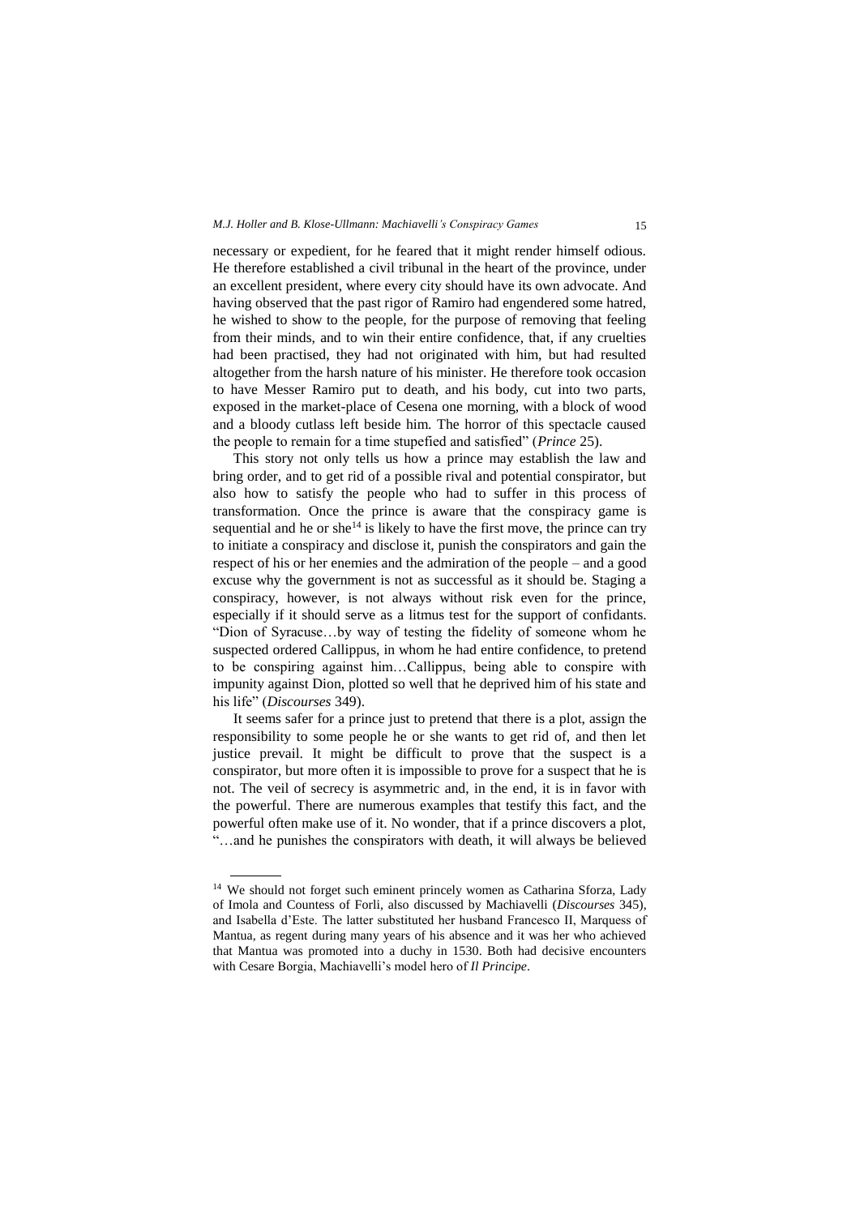necessary or expedient, for he feared that it might render himself odious. He therefore established a civil tribunal in the heart of the province, under an excellent president, where every city should have its own advocate. And having observed that the past rigor of Ramiro had engendered some hatred, he wished to show to the people, for the purpose of removing that feeling from their minds, and to win their entire confidence, that, if any cruelties had been practised, they had not originated with him, but had resulted altogether from the harsh nature of his minister. He therefore took occasion to have Messer Ramiro put to death, and his body, cut into two parts, exposed in the market-place of Cesena one morning, with a block of wood and a bloody cutlass left beside him. The horror of this spectacle caused the people to remain for a time stupefied and satisfied" (*Prince* 25).

This story not only tells us how a prince may establish the law and bring order, and to get rid of a possible rival and potential conspirator, but also how to satisfy the people who had to suffer in this process of transformation. Once the prince is aware that the conspiracy game is sequential and he or she[14] is likely to have the first move, the prince can try to initiate a conspiracy and disclose it, punish the conspirators and gain the respect of his or her enemies and the admiration of the people – and a good excuse why the government is not as successful as it should be. Staging a conspiracy, however, is not always without risk even for the prince, especially if it should serve as a litmus test for the support of confidants. "Dion of Syracuse…by way of testing the fidelity of someone whom he suspected ordered Callippus, in whom he had entire confidence, to pretend to be conspiring against him…Callippus, being able to conspire with impunity against Dion, plotted so well that he deprived him of his state and his life" (*Discourses* 349).

It seems safer for a prince just to pretend that there is a plot, assign the responsibility to some people he or she wants to get rid of, and then let justice prevail. It might be difficult to prove that the suspect is a conspirator, but more often it is impossible to prove for a suspect that he is not. The veil of secrecy is asymmetric and, in the end, it is in favor with the powerful. There are numerous examples that testify this fact, and the powerful often make use of it. No wonder, that if a prince discovers a plot, "…and he punishes the conspirators with death, it will always be believed

[14] We should not forget such eminent princely women as Catharina Sforza, Lady of Imola and Countess of Forli, also discussed by Machiavelli (*Discourses* 345), and Isabella d'Este. The latter substituted her husband Francesco II, Marquess of Mantua, as regent during many years of his absence and it was her who achieved that Mantua was promoted into a duchy in 1530. Both had decisive encounters with Cesare Borgia, Machiavelli's model hero of *Il Principe*.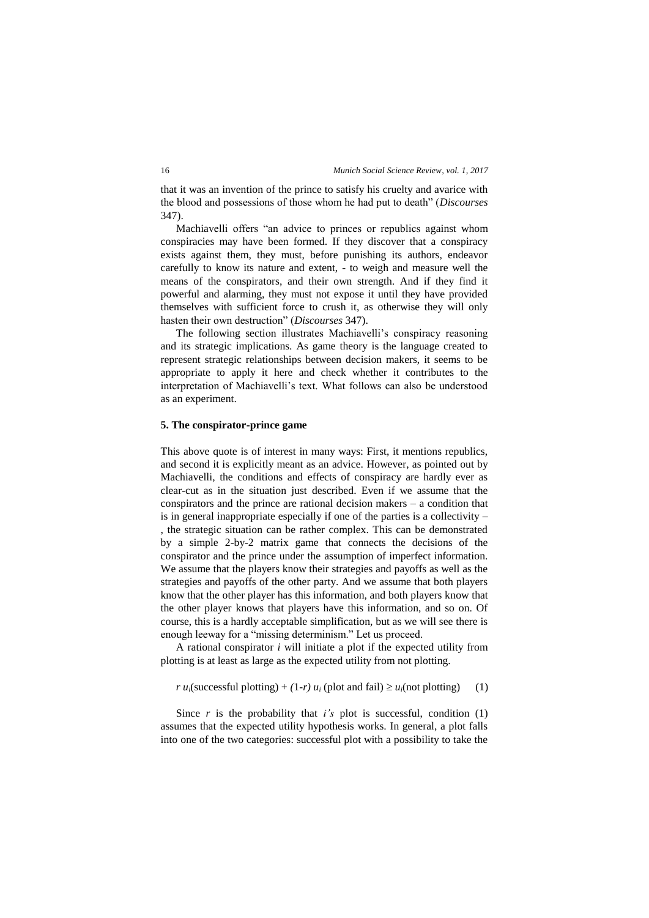that it was an invention of the prince to satisfy his cruelty and avarice with the blood and possessions of those whom he had put to death" (*Discourses* 347).

Machiavelli offers "an advice to princes or republics against whom conspiracies may have been formed. If they discover that a conspiracy exists against them, they must, before punishing its authors, endeavor carefully to know its nature and extent, - to weigh and measure well the means of the conspirators, and their own strength. And if they find it powerful and alarming, they must not expose it until they have provided themselves with sufficient force to crush it, as otherwise they will only hasten their own destruction" (*Discourses* 347).

The following section illustrates Machiavelli's conspiracy reasoning and its strategic implications. As game theory is the language created to represent strategic relationships between decision makers, it seems to be appropriate to apply it here and check whether it contributes to the interpretation of Machiavelli's text. What follows can also be understood as an experiment.

### 5. The conspirator-prince game

This above quote is of interest in many ways: First, it mentions republics, and second it is explicitly meant as an advice. However, as pointed out by Machiavelli, the conditions and effects of conspiracy are hardly ever as clear-cut as in the situation just described. Even if we assume that the conspirators and the prince are rational decision makers – a condition that is in general inappropriate especially if one of the parties is a collectivity – , the strategic situation can be rather complex. This can be demonstrated by a simple 2-by-2 matrix game that connects the decisions of the conspirator and the prince under the assumption of imperfect information. We assume that the players know their strategies and payoffs as well as the strategies and payoffs of the other party. And we assume that both players know that the other player has this information, and both players know that the other player knows that players have this information, and so on. Of course, this is a hardly acceptable simplification, but as we will see there is enough leeway for a "missing determinism." Let us proceed.

A rational conspirator $i$ will initiate a plot if the expected utility from plotting is at least as large as the expected utility from not plotting.

$$r\, u_i(\text{successful plotting}) + (1\text{-}r)\, u_i\,(\text{plot and fail}) \geq u_i(\text{not plotting}) \qquad (1)$$

Since $r$ is the probability that $i$*'s* plot is successful, condition (1) assumes that the expected utility hypothesis works. In general, a plot falls into one of the two categories: successful plot with a possibility to take the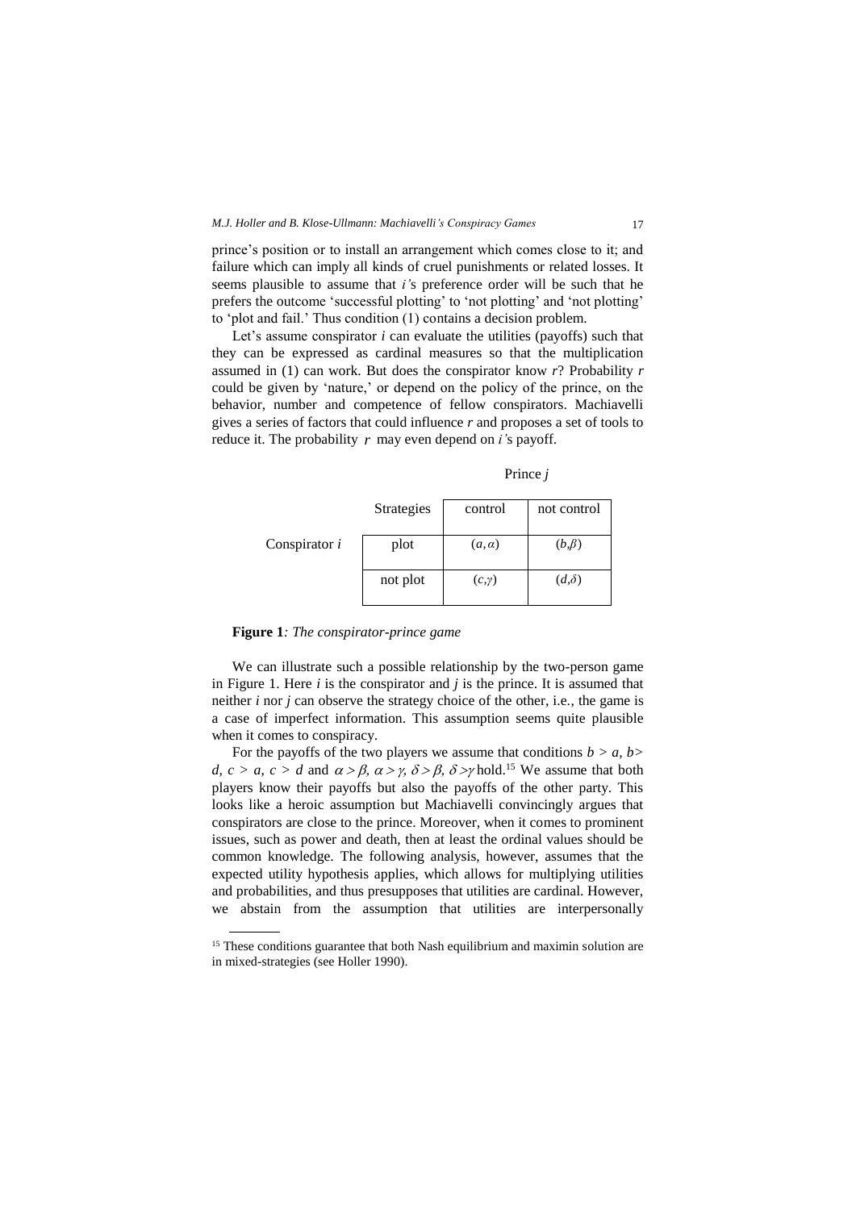prince's position or to install an arrangement which comes close to it; and failure which can imply all kinds of cruel punishments or related losses. It seems plausible to assume that *i*'s preference order will be such that he prefers the outcome 'successful plotting' to 'not plotting' and 'not plotting' to 'plot and fail.' Thus condition (1) contains a decision problem.

Let's assume conspirator *i* can evaluate the utilities (payoffs) such that they can be expressed as cardinal measures so that the multiplication assumed in (1) can work. But does the conspirator know $r$? Probability $r$ could be given by 'nature,' or depend on the policy of the prince, on the behavior, number and competence of fellow conspirators. Machiavelli gives a series of factors that could influence $r$ and proposes a set of tools to reduce it. The probability $r$ may even depend on *i*'s payoff.

| | | Prince $j$ | |
|---|---|---|---|
| | Strategies | control | not control |
| Conspirator $i$ | plot | $(a, \alpha)$ | $(b, \beta)$ |
| | not plot | $(c, \gamma)$ | $(d, \delta)$ |

**Figure 1**: *The conspirator-prince game*

We can illustrate such a possible relationship by the two-person game in Figure 1. Here $i$ is the conspirator and $j$ is the prince. It is assumed that neither $i$ nor $j$ can observe the strategy choice of the other, i.e., the game is a case of imperfect information. This assumption seems quite plausible when it comes to conspiracy.

For the payoffs of the two players we assume that conditions $b > a$, $b > d$, $c > a$, $c > d$ and $\alpha > \beta$, $\alpha > \gamma$, $\delta > \beta$, $\delta > \gamma$ hold.[15] We assume that both players know their payoffs but also the payoffs of the other party. This looks like a heroic assumption but Machiavelli convincingly argues that conspirators are close to the prince. Moreover, when it comes to prominent issues, such as power and death, then at least the ordinal values should be common knowledge. The following analysis, however, assumes that the expected utility hypothesis applies, which allows for multiplying utilities and probabilities, and thus presupposes that utilities are cardinal. However, we abstain from the assumption that utilities are interpersonally

[15] These conditions guarantee that both Nash equilibrium and maximin solution are in mixed-strategies (see Holler 1990).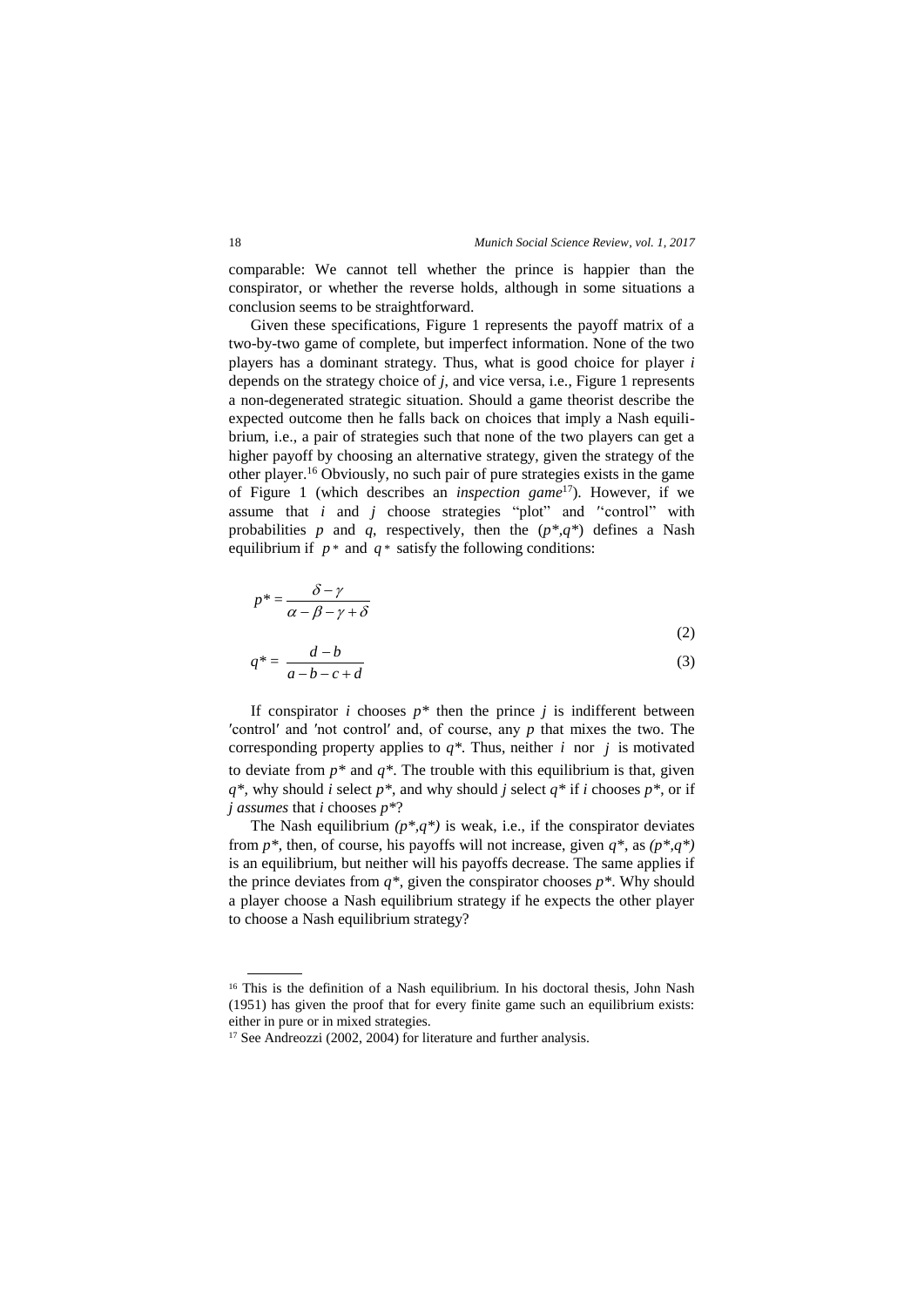comparable: We cannot tell whether the prince is happier than the conspirator, or whether the reverse holds, although in some situations a conclusion seems to be straightforward.

Given these specifications, Figure 1 represents the payoff matrix of a two-by-two game of complete, but imperfect information. None of the two players has a dominant strategy. Thus, what is good choice for player $i$ depends on the strategy choice of $j$, and vice versa, i.e., Figure 1 represents a non-degenerated strategic situation. Should a game theorist describe the expected outcome then he falls back on choices that imply a Nash equilibrium, i.e., a pair of strategies such that none of the two players can get a higher payoff by choosing an alternative strategy, given the strategy of the other player.[16] Obviously, no such pair of pure strategies exists in the game of Figure 1 (which describes an *inspection game*[17]). However, if we assume that $i$ and $j$ choose strategies "plot" and "control" with probabilities $p$ and $q$, respectively, then the $(p^*,q^*)$ defines a Nash equilibrium if $p^*$ and $q^*$ satisfy the following conditions:

$$p^* = \frac{\delta - \gamma}{\alpha - \beta - \gamma + \delta} \tag{2}$$

$$q^* = \frac{d - b}{a - b - c + d} \tag{3}$$

If conspirator $i$ chooses $p^*$ then the prince $j$ is indifferent between 'control' and 'not control' and, of course, any $p$ that mixes the two. The corresponding property applies to $q^*$. Thus, neither $i$ nor $j$ is motivated to deviate from $p^*$ and $q^*$. The trouble with this equilibrium is that, given $q^*$, why should $i$ select $p^*$, and why should $j$ select $q^*$ if $i$ chooses $p^*$, or if $j$ *assumes* that $i$ chooses $p^*$?

The Nash equilibrium $(p^*,q^*)$ is weak, i.e., if the conspirator deviates from $p^*$, then, of course, his payoffs will not increase, given $q^*$, as $(p^*,q^*)$ is an equilibrium, but neither will his payoffs decrease. The same applies if the prince deviates from $q^*$, given the conspirator chooses $p^*$. Why should a player choose a Nash equilibrium strategy if he expects the other player to choose a Nash equilibrium strategy?

---

[16] This is the definition of a Nash equilibrium. In his doctoral thesis, John Nash (1951) has given the proof that for every finite game such an equilibrium exists: either in pure or in mixed strategies.

[17] See Andreozzi (2002, 2004) for literature and further analysis.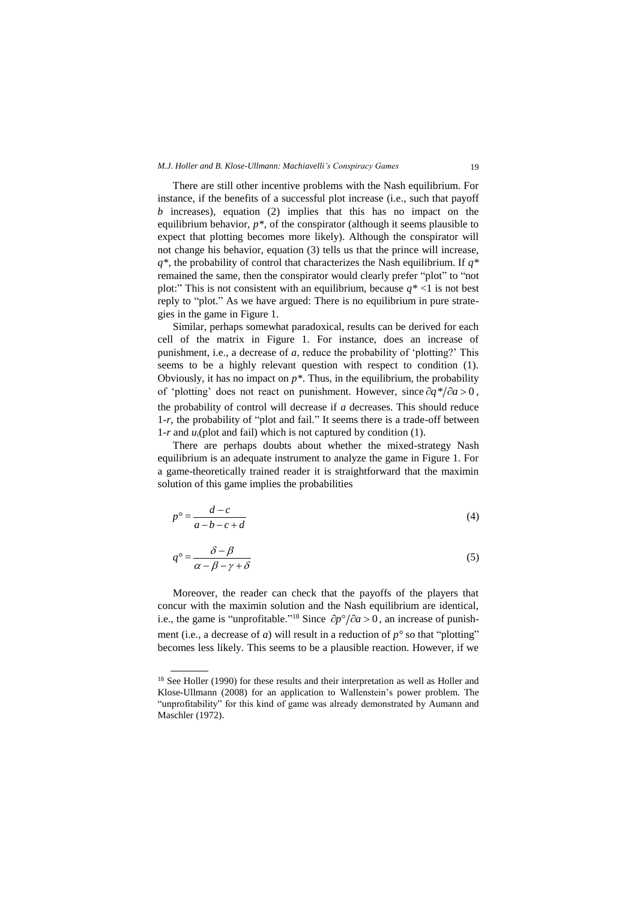There are still other incentive problems with the Nash equilibrium. For instance, if the benefits of a successful plot increase (i.e., such that payoff $b$ increases), equation (2) implies that this has no impact on the equilibrium behavior, $p^*$, of the conspirator (although it seems plausible to expect that plotting becomes more likely). Although the conspirator will not change his behavior, equation (3) tells us that the prince will increase, $q^*$, the probability of control that characterizes the Nash equilibrium. If $q^*$ remained the same, then the conspirator would clearly prefer "plot" to "not plot:" This is not consistent with an equilibrium, because $q^* < 1$ is not best reply to "plot." As we have argued: There is no equilibrium in pure strategies in the game in Figure 1.

Similar, perhaps somewhat paradoxical, results can be derived for each cell of the matrix in Figure 1. For instance, does an increase of punishment, i.e., a decrease of $a$, reduce the probability of 'plotting?' This seems to be a highly relevant question with respect to condition (1). Obviously, it has no impact on $p^*$. Thus, in the equilibrium, the probability of 'plotting' does not react on punishment. However, since $\partial q^*/\partial a > 0$, the probability of control will decrease if $a$ decreases. This should reduce $1$-$r$, the probability of "plot and fail." It seems there is a trade-off between $1$-$r$ and $u_i$(plot and fail) which is not captured by condition (1).

There are perhaps doubts about whether the mixed-strategy Nash equilibrium is an adequate instrument to analyze the game in Figure 1. For a game-theoretically trained reader it is straightforward that the maximin solution of this game implies the probabilities

$$p^\circ = \frac{d-c}{a-b-c+d} \tag{4}$$

$$q^\circ = \frac{\delta - \beta}{\alpha - \beta - \gamma + \delta} \tag{5}$$

Moreover, the reader can check that the payoffs of the players that concur with the maximin solution and the Nash equilibrium are identical, i.e., the game is "unprofitable."[18] Since $\partial p^\circ/\partial a > 0$, an increase of punishment (i.e., a decrease of $a$) will result in a reduction of $p^\circ$ so that "plotting" becomes less likely. This seems to be a plausible reaction. However, if we

[18] See Holler (1990) for these results and their interpretation as well as Holler and Klose-Ullmann (2008) for an application to Wallenstein's power problem. The "unprofitability" for this kind of game was already demonstrated by Aumann and Maschler (1972).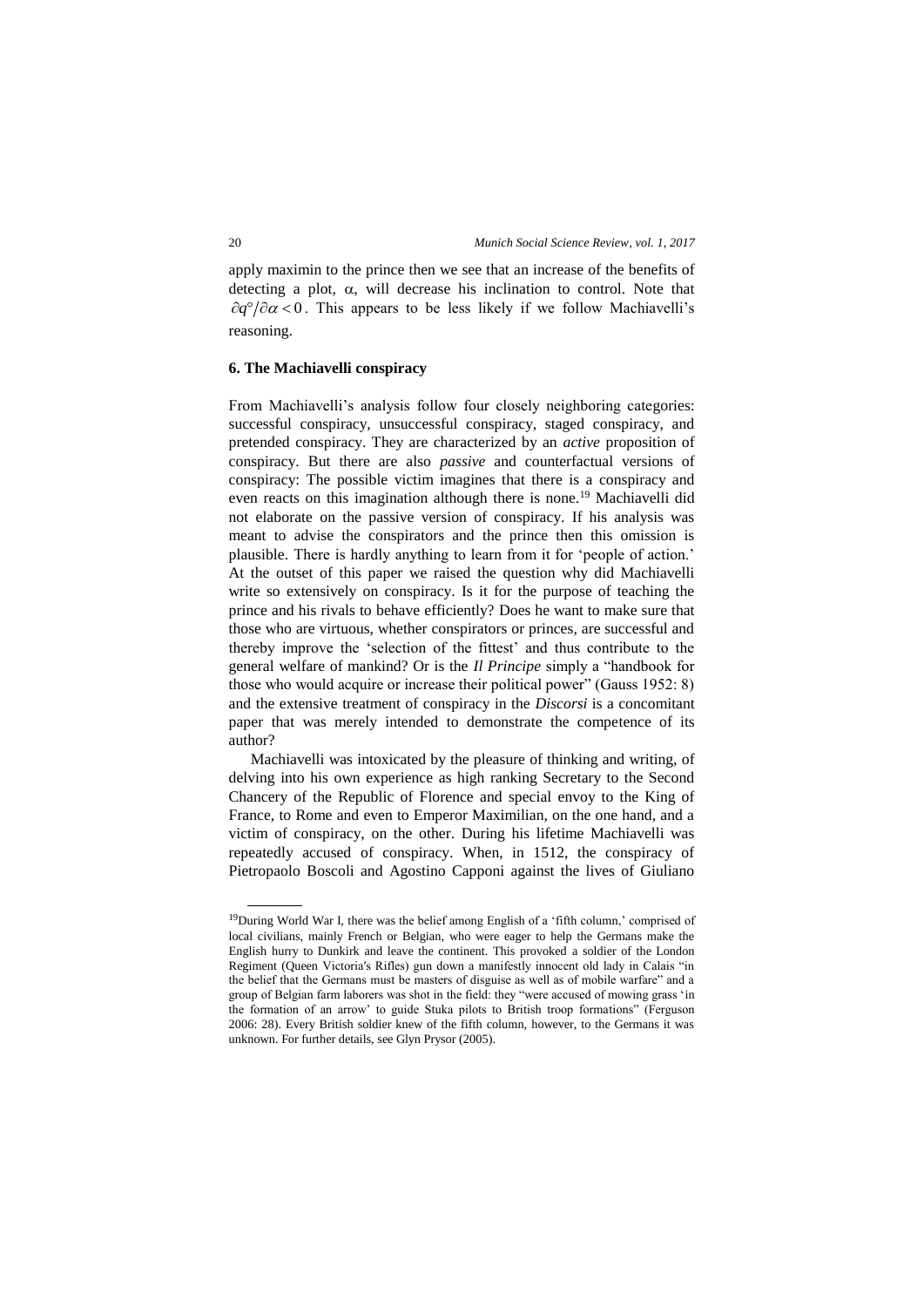apply maximin to the prince then we see that an increase of the benefits of detecting a plot, $\alpha$, will decrease his inclination to control. Note that $\partial q^{\circ}/\partial\alpha < 0$. This appears to be less likely if we follow Machiavelli's reasoning.

### 6. The Machiavelli conspiracy

From Machiavelli's analysis follow four closely neighboring categories: successful conspiracy, unsuccessful conspiracy, staged conspiracy, and pretended conspiracy. They are characterized by an *active* proposition of conspiracy. But there are also *passive* and counterfactual versions of conspiracy: The possible victim imagines that there is a conspiracy and even reacts on this imagination although there is none.[19] Machiavelli did not elaborate on the passive version of conspiracy. If his analysis was meant to advise the conspirators and the prince then this omission is plausible. There is hardly anything to learn from it for 'people of action.' At the outset of this paper we raised the question why did Machiavelli write so extensively on conspiracy. Is it for the purpose of teaching the prince and his rivals to behave efficiently? Does he want to make sure that those who are virtuous, whether conspirators or princes, are successful and thereby improve the 'selection of the fittest' and thus contribute to the general welfare of mankind? Or is the *Il Principe* simply a "handbook for those who would acquire or increase their political power" (Gauss 1952: 8) and the extensive treatment of conspiracy in the *Discorsi* is a concomitant paper that was merely intended to demonstrate the competence of its author?

Machiavelli was intoxicated by the pleasure of thinking and writing, of delving into his own experience as high ranking Secretary to the Second Chancery of the Republic of Florence and special envoy to the King of France, to Rome and even to Emperor Maximilian, on the one hand, and a victim of conspiracy, on the other. During his lifetime Machiavelli was repeatedly accused of conspiracy. When, in 1512, the conspiracy of Pietropaolo Boscoli and Agostino Capponi against the lives of Giuliano

[19] During World War I, there was the belief among English of a 'fifth column,' comprised of local civilians, mainly French or Belgian, who were eager to help the Germans make the English hurry to Dunkirk and leave the continent. This provoked a soldier of the London Regiment (Queen Victoria's Rifles) gun down a manifestly innocent old lady in Calais "in the belief that the Germans must be masters of disguise as well as of mobile warfare" and a group of Belgian farm laborers was shot in the field: they "were accused of mowing grass 'in the formation of an arrow' to guide Stuka pilots to British troop formations" (Ferguson 2006: 28). Every British soldier knew of the fifth column, however, to the Germans it was unknown. For further details, see Glyn Prysor (2005).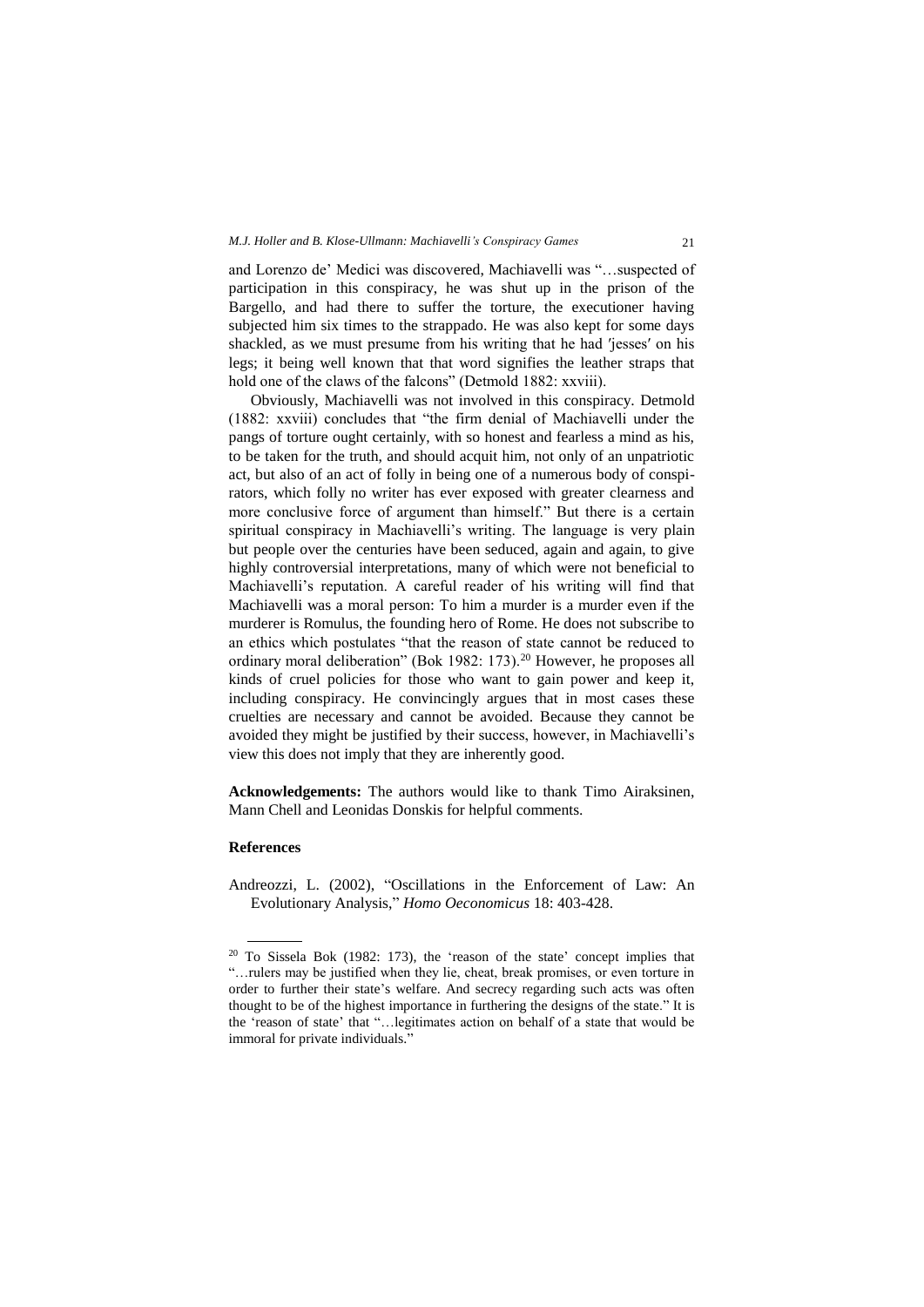and Lorenzo de' Medici was discovered, Machiavelli was "…suspected of participation in this conspiracy, he was shut up in the prison of the Bargello, and had there to suffer the torture, the executioner having subjected him six times to the strappado. He was also kept for some days shackled, as we must presume from his writing that he had ′jesses′ on his legs; it being well known that that word signifies the leather straps that hold one of the claws of the falcons" (Detmold 1882: xxviii).

Obviously, Machiavelli was not involved in this conspiracy. Detmold (1882: xxviii) concludes that "the firm denial of Machiavelli under the pangs of torture ought certainly, with so honest and fearless a mind as his, to be taken for the truth, and should acquit him, not only of an unpatriotic act, but also of an act of folly in being one of a numerous body of conspirators, which folly no writer has ever exposed with greater clearness and more conclusive force of argument than himself." But there is a certain spiritual conspiracy in Machiavelli's writing. The language is very plain but people over the centuries have been seduced, again and again, to give highly controversial interpretations, many of which were not beneficial to Machiavelli's reputation. A careful reader of his writing will find that Machiavelli was a moral person: To him a murder is a murder even if the murderer is Romulus, the founding hero of Rome. He does not subscribe to an ethics which postulates "that the reason of state cannot be reduced to ordinary moral deliberation" (Bok 1982: 173).[20] However, he proposes all kinds of cruel policies for those who want to gain power and keep it, including conspiracy. He convincingly argues that in most cases these cruelties are necessary and cannot be avoided. Because they cannot be avoided they might be justified by their success, however, in Machiavelli's view this does not imply that they are inherently good.

**Acknowledgements:** The authors would like to thank Timo Airaksinen, Mann Chell and Leonidas Donskis for helpful comments.

### References

Andreozzi, L. (2002), "Oscillations in the Enforcement of Law: An Evolutionary Analysis," *Homo Oeconomicus* 18: 403-428.

---

[20] To Sissela Bok (1982: 173), the 'reason of the state' concept implies that "…rulers may be justified when they lie, cheat, break promises, or even torture in order to further their state's welfare. And secrecy regarding such acts was often thought to be of the highest importance in furthering the designs of the state." It is the 'reason of state' that "…legitimates action on behalf of a state that would be immoral for private individuals."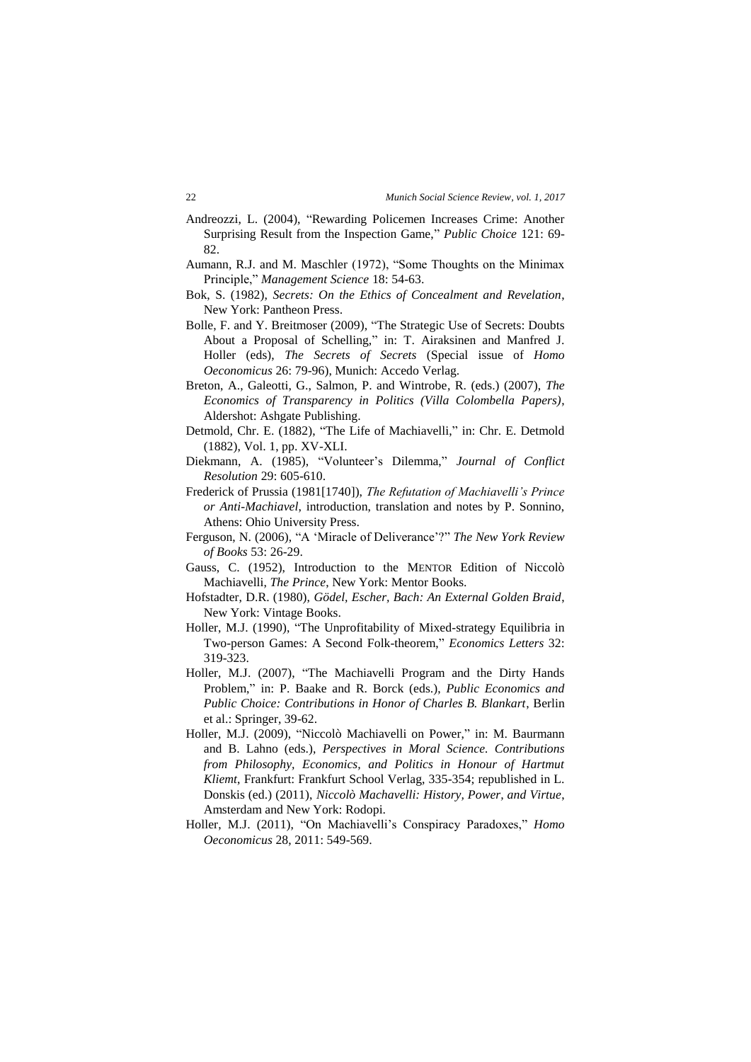Andreozzi, L. (2004), "Rewarding Policemen Increases Crime: Another Surprising Result from the Inspection Game," *Public Choice* 121: 69-82.

Aumann, R.J. and M. Maschler (1972), "Some Thoughts on the Minimax Principle," *Management Science* 18: 54-63.

Bok, S. (1982), *Secrets: On the Ethics of Concealment and Revelation*, New York: Pantheon Press.

Bolle, F. and Y. Breitmoser (2009), "The Strategic Use of Secrets: Doubts About a Proposal of Schelling," in: T. Airaksinen and Manfred J. Holler (eds), *The Secrets of Secrets* (Special issue of *Homo Oeconomicus* 26: 79-96), Munich: Accedo Verlag.

Breton, A., Galeotti, G., Salmon, P. and Wintrobe, R. (eds.) (2007), *The Economics of Transparency in Politics (Villa Colombella Papers)*, Aldershot: Ashgate Publishing.

Detmold, Chr. E. (1882), "The Life of Machiavelli," in: Chr. E. Detmold (1882), Vol. 1, pp. XV-XLI.

Diekmann, A. (1985), "Volunteer's Dilemma," *Journal of Conflict Resolution* 29: 605-610.

Frederick of Prussia (1981[1740]), *The Refutation of Machiavelli's Prince or Anti-Machiavel*, introduction, translation and notes by P. Sonnino, Athens: Ohio University Press.

Ferguson, N. (2006), "A 'Miracle of Deliverance'?" *The New York Review of Books* 53: 26-29.

Gauss, C. (1952), Introduction to the MENTOR Edition of Niccolò Machiavelli, *The Prince*, New York: Mentor Books.

Hofstadter, D.R. (1980), *Gödel, Escher, Bach: An External Golden Braid*, New York: Vintage Books.

Holler, M.J. (1990), "The Unprofitability of Mixed-strategy Equilibria in Two-person Games: A Second Folk-theorem," *Economics Letters* 32: 319-323.

Holler, M.J. (2007), "The Machiavelli Program and the Dirty Hands Problem," in: P. Baake and R. Borck (eds.), *Public Economics and Public Choice: Contributions in Honor of Charles B. Blankart*, Berlin et al.: Springer, 39-62.

Holler, M.J. (2009), "Niccolò Machiavelli on Power," in: M. Baurmann and B. Lahno (eds.), *Perspectives in Moral Science. Contributions from Philosophy, Economics, and Politics in Honour of Hartmut Kliemt*, Frankfurt: Frankfurt School Verlag, 335-354; republished in L. Donskis (ed.) (2011), *Niccolò Machavelli: History, Power, and Virtue*, Amsterdam and New York: Rodopi.

Holler, M.J. (2011), "On Machiavelli's Conspiracy Paradoxes," *Homo Oeconomicus* 28, 2011: 549-569.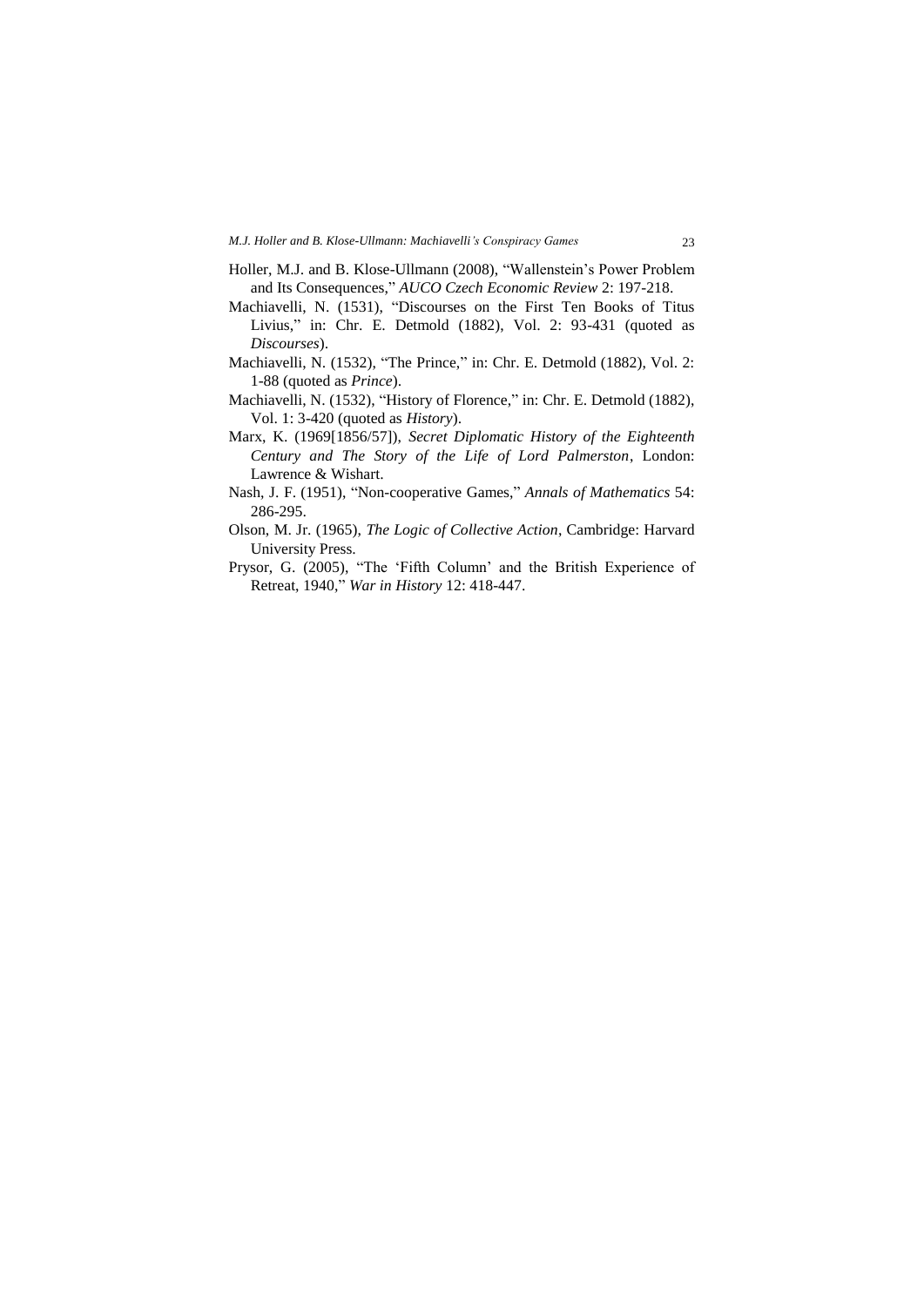Holler, M.J. and B. Klose-Ullmann (2008), "Wallenstein's Power Problem and Its Consequences," *AUCO Czech Economic Review* 2: 197-218.

Machiavelli, N. (1531), "Discourses on the First Ten Books of Titus Livius," in: Chr. E. Detmold (1882), Vol. 2: 93-431 (quoted as *Discourses*).

Machiavelli, N. (1532), "The Prince," in: Chr. E. Detmold (1882), Vol. 2: 1-88 (quoted as *Prince*).

Machiavelli, N. (1532), "History of Florence," in: Chr. E. Detmold (1882), Vol. 1: 3-420 (quoted as *History*).

Marx, K. (1969[1856/57]), *Secret Diplomatic History of the Eighteenth Century and The Story of the Life of Lord Palmerston*, London: Lawrence & Wishart.

Nash, J. F. (1951), "Non-cooperative Games," *Annals of Mathematics* 54: 286-295.

Olson, M. Jr. (1965), *The Logic of Collective Action*, Cambridge: Harvard University Press.

Prysor, G. (2005), "The 'Fifth Column' and the British Experience of Retreat, 1940," *War in History* 12: 418-447.